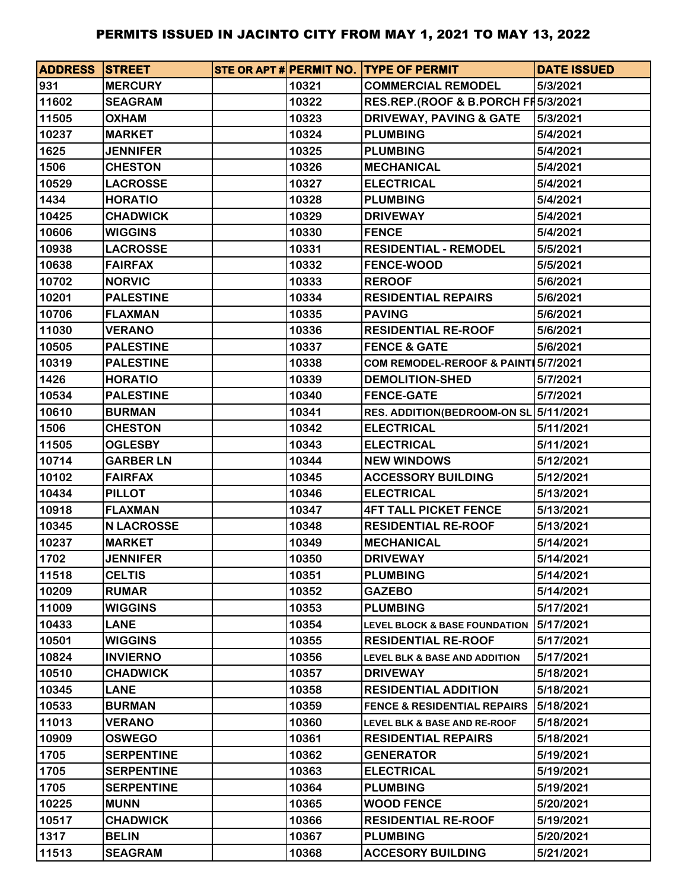# PERMITS ISSUED IN JACINTO CITY FROM MAY 1, 2021 TO MAY 13, 2022

| ADDRESS | STREET | STE OR APT # | PERMIT NO. | TYPE OF PERMIT | DATE ISSUED |
|---|---|---|---|---|---|
| 931 | MERCURY | | 10321 | COMMERCIAL REMODEL | 5/3/2021 |
| 11602 | SEAGRAM | | 10322 | RES.REP.(ROOF & B.PORCH FF | 5/3/2021 |
| 11505 | OXHAM | | 10323 | DRIVEWAY, PAVING & GATE | 5/3/2021 |
| 10237 | MARKET | | 10324 | PLUMBING | 5/4/2021 |
| 1625 | JENNIFER | | 10325 | PLUMBING | 5/4/2021 |
| 1506 | CHESTON | | 10326 | MECHANICAL | 5/4/2021 |
| 10529 | LACROSSE | | 10327 | ELECTRICAL | 5/4/2021 |
| 1434 | HORATIO | | 10328 | PLUMBING | 5/4/2021 |
| 10425 | CHADWICK | | 10329 | DRIVEWAY | 5/4/2021 |
| 10606 | WIGGINS | | 10330 | FENCE | 5/4/2021 |
| 10938 | LACROSSE | | 10331 | RESIDENTIAL - REMODEL | 5/5/2021 |
| 10638 | FAIRFAX | | 10332 | FENCE-WOOD | 5/5/2021 |
| 10702 | NORVIC | | 10333 | REROOF | 5/6/2021 |
| 10201 | PALESTINE | | 10334 | RESIDENTIAL REPAIRS | 5/6/2021 |
| 10706 | FLAXMAN | | 10335 | PAVING | 5/6/2021 |
| 11030 | VERANO | | 10336 | RESIDENTIAL RE-ROOF | 5/6/2021 |
| 10505 | PALESTINE | | 10337 | FENCE & GATE | 5/6/2021 |
| 10319 | PALESTINE | | 10338 | COM REMODEL-REROOF & PAINTI | 5/7/2021 |
| 1426 | HORATIO | | 10339 | DEMOLITION-SHED | 5/7/2021 |
| 10534 | PALESTINE | | 10340 | FENCE-GATE | 5/7/2021 |
| 10610 | BURMAN | | 10341 | RES. ADDITION(BEDROOM-ON SL | 5/11/2021 |
| 1506 | CHESTON | | 10342 | ELECTRICAL | 5/11/2021 |
| 11505 | OGLESBY | | 10343 | ELECTRICAL | 5/11/2021 |
| 10714 | GARBER LN | | 10344 | NEW WINDOWS | 5/12/2021 |
| 10102 | FAIRFAX | | 10345 | ACCESSORY BUILDING | 5/12/2021 |
| 10434 | PILLOT | | 10346 | ELECTRICAL | 5/13/2021 |
| 10918 | FLAXMAN | | 10347 | 4FT TALL PICKET FENCE | 5/13/2021 |
| 10345 | N LACROSSE | | 10348 | RESIDENTIAL RE-ROOF | 5/13/2021 |
| 10237 | MARKET | | 10349 | MECHANICAL | 5/14/2021 |
| 1702 | JENNIFER | | 10350 | DRIVEWAY | 5/14/2021 |
| 11518 | CELTIS | | 10351 | PLUMBING | 5/14/2021 |
| 10209 | RUMAR | | 10352 | GAZEBO | 5/14/2021 |
| 11009 | WIGGINS | | 10353 | PLUMBING | 5/17/2021 |
| 10433 | LANE | | 10354 | LEVEL BLOCK & BASE FOUNDATION | 5/17/2021 |
| 10501 | WIGGINS | | 10355 | RESIDENTIAL RE-ROOF | 5/17/2021 |
| 10824 | INVIERNO | | 10356 | LEVEL BLK & BASE AND ADDITION | 5/17/2021 |
| 10510 | CHADWICK | | 10357 | DRIVEWAY | 5/18/2021 |
| 10345 | LANE | | 10358 | RESIDENTIAL ADDITION | 5/18/2021 |
| 10533 | BURMAN | | 10359 | FENCE & RESIDENTIAL REPAIRS | 5/18/2021 |
| 11013 | VERANO | | 10360 | LEVEL BLK & BASE AND RE-ROOF | 5/18/2021 |
| 10909 | OSWEGO | | 10361 | RESIDENTIAL REPAIRS | 5/18/2021 |
| 1705 | SERPENTINE | | 10362 | GENERATOR | 5/19/2021 |
| 1705 | SERPENTINE | | 10363 | ELECTRICAL | 5/19/2021 |
| 1705 | SERPENTINE | | 10364 | PLUMBING | 5/19/2021 |
| 10225 | MUNN | | 10365 | WOOD FENCE | 5/20/2021 |
| 10517 | CHADWICK | | 10366 | RESIDENTIAL RE-ROOF | 5/19/2021 |
| 1317 | BELIN | | 10367 | PLUMBING | 5/20/2021 |
| 11513 | SEAGRAM | | 10368 | ACCESORY BUILDING | 5/21/2021 |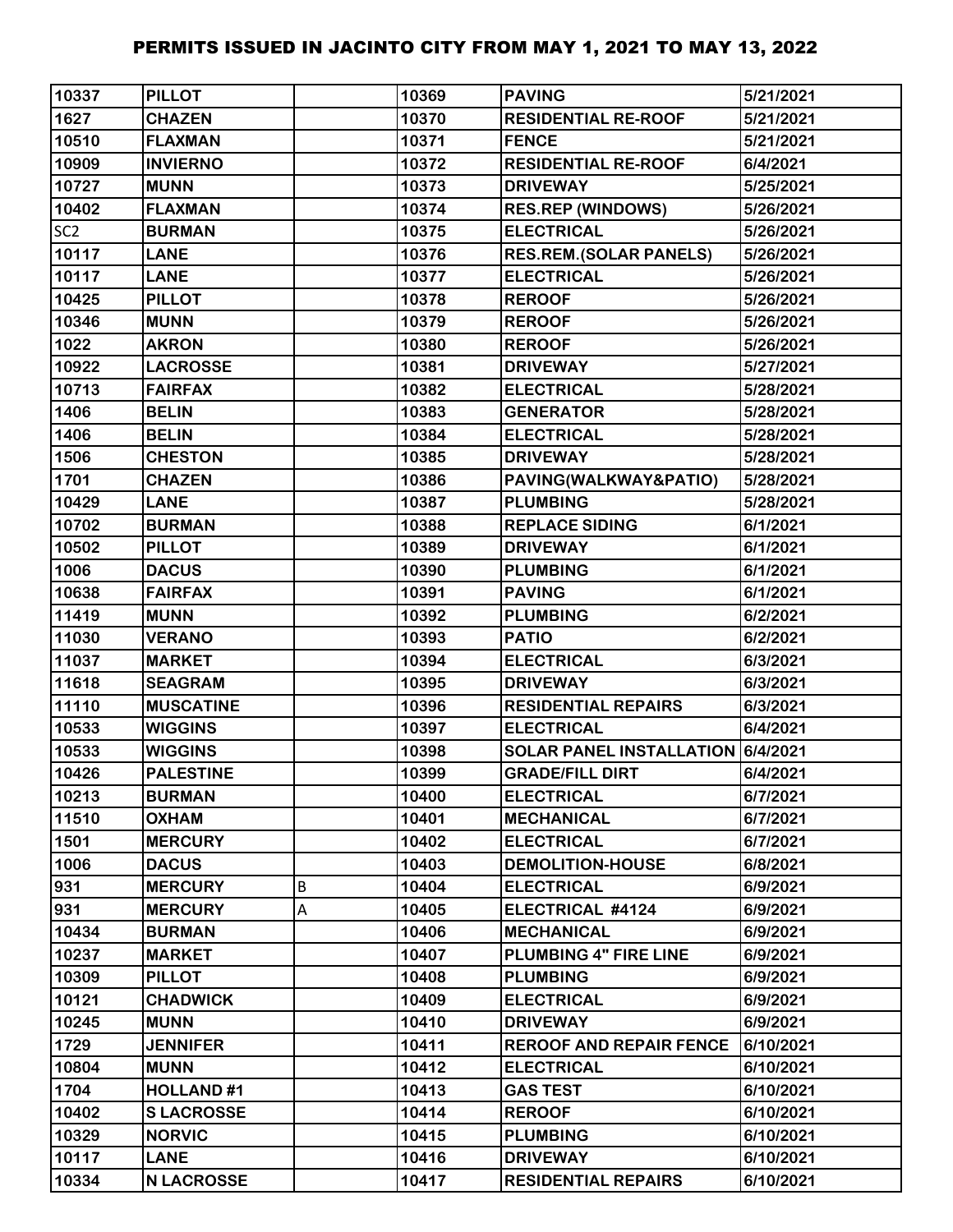| | | | | | |
|---|---|---|---|---|---|
| 10337 | PILLOT | | 10369 | PAVING | 5/21/2021 |
| 1627 | CHAZEN | | 10370 | RESIDENTIAL RE-ROOF | 5/21/2021 |
| 10510 | FLAXMAN | | 10371 | FENCE | 5/21/2021 |
| 10909 | INVIERNO | | 10372 | RESIDENTIAL RE-ROOF | 6/4/2021 |
| 10727 | MUNN | | 10373 | DRIVEWAY | 5/25/2021 |
| 10402 | FLAXMAN | | 10374 | RES.REP (WINDOWS) | 5/26/2021 |
| SC2 | BURMAN | | 10375 | ELECTRICAL | 5/26/2021 |
| 10117 | LANE | | 10376 | RES.REM.(SOLAR PANELS) | 5/26/2021 |
| 10117 | LANE | | 10377 | ELECTRICAL | 5/26/2021 |
| 10425 | PILLOT | | 10378 | REROOF | 5/26/2021 |
| 10346 | MUNN | | 10379 | REROOF | 5/26/2021 |
| 1022 | AKRON | | 10380 | REROOF | 5/26/2021 |
| 10922 | LACROSSE | | 10381 | DRIVEWAY | 5/27/2021 |
| 10713 | FAIRFAX | | 10382 | ELECTRICAL | 5/28/2021 |
| 1406 | BELIN | | 10383 | GENERATOR | 5/28/2021 |
| 1406 | BELIN | | 10384 | ELECTRICAL | 5/28/2021 |
| 1506 | CHESTON | | 10385 | DRIVEWAY | 5/28/2021 |
| 1701 | CHAZEN | | 10386 | PAVING(WALKWAY&PATIO) | 5/28/2021 |
| 10429 | LANE | | 10387 | PLUMBING | 5/28/2021 |
| 10702 | BURMAN | | 10388 | REPLACE SIDING | 6/1/2021 |
| 10502 | PILLOT | | 10389 | DRIVEWAY | 6/1/2021 |
| 1006 | DACUS | | 10390 | PLUMBING | 6/1/2021 |
| 10638 | FAIRFAX | | 10391 | PAVING | 6/1/2021 |
| 11419 | MUNN | | 10392 | PLUMBING | 6/2/2021 |
| 11030 | VERANO | | 10393 | PATIO | 6/2/2021 |
| 11037 | MARKET | | 10394 | ELECTRICAL | 6/3/2021 |
| 11618 | SEAGRAM | | 10395 | DRIVEWAY | 6/3/2021 |
| 11110 | MUSCATINE | | 10396 | RESIDENTIAL REPAIRS | 6/3/2021 |
| 10533 | WIGGINS | | 10397 | ELECTRICAL | 6/4/2021 |
| 10533 | WIGGINS | | 10398 | SOLAR PANEL INSTALLATION | 6/4/2021 |
| 10426 | PALESTINE | | 10399 | GRADE/FILL DIRT | 6/4/2021 |
| 10213 | BURMAN | | 10400 | ELECTRICAL | 6/7/2021 |
| 11510 | OXHAM | | 10401 | MECHANICAL | 6/7/2021 |
| 1501 | MERCURY | | 10402 | ELECTRICAL | 6/7/2021 |
| 1006 | DACUS | | 10403 | DEMOLITION-HOUSE | 6/8/2021 |
| 931 | MERCURY | B | 10404 | ELECTRICAL | 6/9/2021 |
| 931 | MERCURY | A | 10405 | ELECTRICAL #4124 | 6/9/2021 |
| 10434 | BURMAN | | 10406 | MECHANICAL | 6/9/2021 |
| 10237 | MARKET | | 10407 | PLUMBING 4" FIRE LINE | 6/9/2021 |
| 10309 | PILLOT | | 10408 | PLUMBING | 6/9/2021 |
| 10121 | CHADWICK | | 10409 | ELECTRICAL | 6/9/2021 |
| 10245 | MUNN | | 10410 | DRIVEWAY | 6/9/2021 |
| 1729 | JENNIFER | | 10411 | REROOF AND REPAIR FENCE | 6/10/2021 |
| 10804 | MUNN | | 10412 | ELECTRICAL | 6/10/2021 |
| 1704 | HOLLAND #1 | | 10413 | GAS TEST | 6/10/2021 |
| 10402 | S LACROSSE | | 10414 | REROOF | 6/10/2021 |
| 10329 | NORVIC | | 10415 | PLUMBING | 6/10/2021 |
| 10117 | LANE | | 10416 | DRIVEWAY | 6/10/2021 |
| 10334 | N LACROSSE | | 10417 | RESIDENTIAL REPAIRS | 6/10/2021 |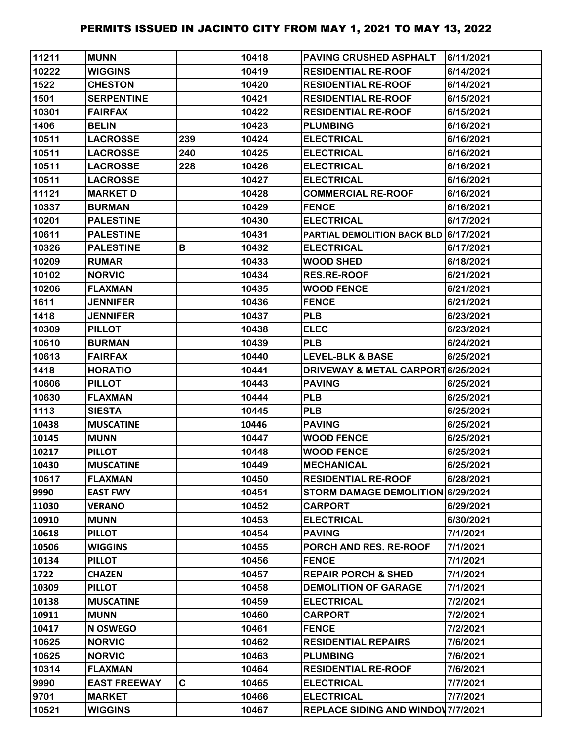# PERMITS ISSUED IN JACINTO CITY FROM MAY 1, 2021 TO MAY 13, 2022

| | | | | | |
|---|---|---|---|---|---|
| 11211 | MUNN | | 10418 | PAVING CRUSHED ASPHALT | 6/11/2021 |
| 10222 | WIGGINS | | 10419 | RESIDENTIAL RE-ROOF | 6/14/2021 |
| 1522 | CHESTON | | 10420 | RESIDENTIAL RE-ROOF | 6/14/2021 |
| 1501 | SERPENTINE | | 10421 | RESIDENTIAL RE-ROOF | 6/15/2021 |
| 10301 | FAIRFAX | | 10422 | RESIDENTIAL RE-ROOF | 6/15/2021 |
| 1406 | BELIN | | 10423 | PLUMBING | 6/16/2021 |
| 10511 | LACROSSE | 239 | 10424 | ELECTRICAL | 6/16/2021 |
| 10511 | LACROSSE | 240 | 10425 | ELECTRICAL | 6/16/2021 |
| 10511 | LACROSSE | 228 | 10426 | ELECTRICAL | 6/16/2021 |
| 10511 | LACROSSE | | 10427 | ELECTRICAL | 6/16/2021 |
| 11121 | MARKET D | | 10428 | COMMERCIAL RE-ROOF | 6/16/2021 |
| 10337 | BURMAN | | 10429 | FENCE | 6/16/2021 |
| 10201 | PALESTINE | | 10430 | ELECTRICAL | 6/17/2021 |
| 10611 | PALESTINE | | 10431 | PARTIAL DEMOLITION BACK BLD | 6/17/2021 |
| 10326 | PALESTINE | B | 10432 | ELECTRICAL | 6/17/2021 |
| 10209 | RUMAR | | 10433 | WOOD SHED | 6/18/2021 |
| 10102 | NORVIC | | 10434 | RES.RE-ROOF | 6/21/2021 |
| 10206 | FLAXMAN | | 10435 | WOOD FENCE | 6/21/2021 |
| 1611 | JENNIFER | | 10436 | FENCE | 6/21/2021 |
| 1418 | JENNIFER | | 10437 | PLB | 6/23/2021 |
| 10309 | PILLOT | | 10438 | ELEC | 6/23/2021 |
| 10610 | BURMAN | | 10439 | PLB | 6/24/2021 |
| 10613 | FAIRFAX | | 10440 | LEVEL-BLK & BASE | 6/25/2021 |
| 1418 | HORATIO | | 10441 | DRIVEWAY & METAL CARPORT | 6/25/2021 |
| 10606 | PILLOT | | 10443 | PAVING | 6/25/2021 |
| 10630 | FLAXMAN | | 10444 | PLB | 6/25/2021 |
| 1113 | SIESTA | | 10445 | PLB | 6/25/2021 |
| 10438 | MUSCATINE | | 10446 | PAVING | 6/25/2021 |
| 10145 | MUNN | | 10447 | WOOD FENCE | 6/25/2021 |
| 10217 | PILLOT | | 10448 | WOOD FENCE | 6/25/2021 |
| 10430 | MUSCATINE | | 10449 | MECHANICAL | 6/25/2021 |
| 10617 | FLAXMAN | | 10450 | RESIDENTIAL RE-ROOF | 6/28/2021 |
| 9990 | EAST FWY | | 10451 | STORM DAMAGE DEMOLITION | 6/29/2021 |
| 11030 | VERANO | | 10452 | CARPORT | 6/29/2021 |
| 10910 | MUNN | | 10453 | ELECTRICAL | 6/30/2021 |
| 10618 | PILLOT | | 10454 | PAVING | 7/1/2021 |
| 10506 | WIGGINS | | 10455 | PORCH AND RES. RE-ROOF | 7/1/2021 |
| 10134 | PILLOT | | 10456 | FENCE | 7/1/2021 |
| 1722 | CHAZEN | | 10457 | REPAIR PORCH & SHED | 7/1/2021 |
| 10309 | PILLOT | | 10458 | DEMOLITION OF GARAGE | 7/1/2021 |
| 10138 | MUSCATINE | | 10459 | ELECTRICAL | 7/2/2021 |
| 10911 | MUNN | | 10460 | CARPORT | 7/2/2021 |
| 10417 | N OSWEGO | | 10461 | FENCE | 7/2/2021 |
| 10625 | NORVIC | | 10462 | RESIDENTIAL REPAIRS | 7/6/2021 |
| 10625 | NORVIC | | 10463 | PLUMBING | 7/6/2021 |
| 10314 | FLAXMAN | | 10464 | RESIDENTIAL RE-ROOF | 7/6/2021 |
| 9990 | EAST FREEWAY | C | 10465 | ELECTRICAL | 7/7/2021 |
| 9701 | MARKET | | 10466 | ELECTRICAL | 7/7/2021 |
| 10521 | WIGGINS | | 10467 | REPLACE SIDING AND WINDOW | 7/7/2021 |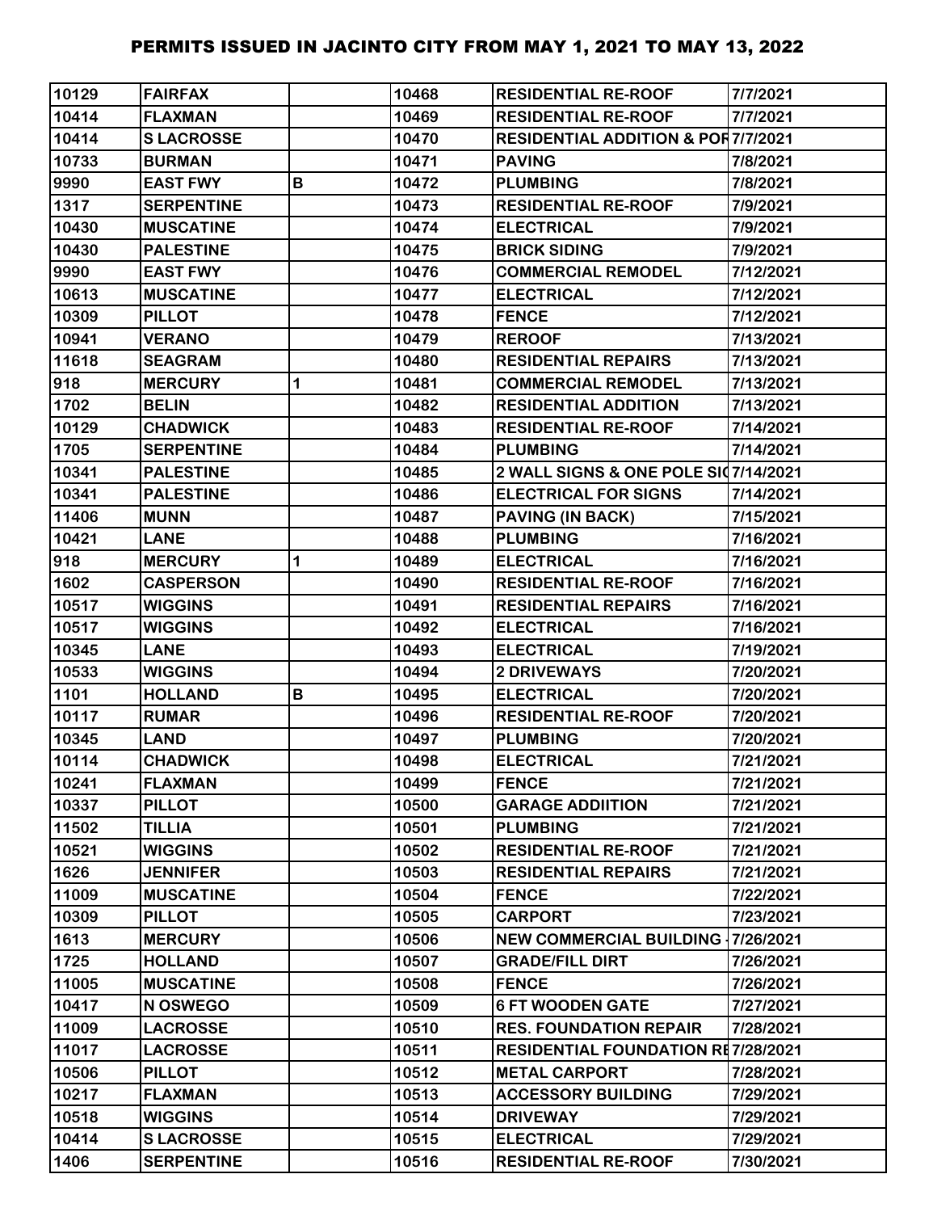| | | | | | |
|---|---|---|---|---|---|
| 10129 | FAIRFAX | | 10468 | RESIDENTIAL RE-ROOF | 7/7/2021 |
| 10414 | FLAXMAN | | 10469 | RESIDENTIAL RE-ROOF | 7/7/2021 |
| 10414 | S LACROSSE | | 10470 | RESIDENTIAL ADDITION & POR | 7/7/2021 |
| 10733 | BURMAN | | 10471 | PAVING | 7/8/2021 |
| 9990 | EAST FWY | B | 10472 | PLUMBING | 7/8/2021 |
| 1317 | SERPENTINE | | 10473 | RESIDENTIAL RE-ROOF | 7/9/2021 |
| 10430 | MUSCATINE | | 10474 | ELECTRICAL | 7/9/2021 |
| 10430 | PALESTINE | | 10475 | BRICK SIDING | 7/9/2021 |
| 9990 | EAST FWY | | 10476 | COMMERCIAL REMODEL | 7/12/2021 |
| 10613 | MUSCATINE | | 10477 | ELECTRICAL | 7/12/2021 |
| 10309 | PILLOT | | 10478 | FENCE | 7/12/2021 |
| 10941 | VERANO | | 10479 | REROOF | 7/13/2021 |
| 11618 | SEAGRAM | | 10480 | RESIDENTIAL REPAIRS | 7/13/2021 |
| 918 | MERCURY | 1 | 10481 | COMMERCIAL REMODEL | 7/13/2021 |
| 1702 | BELIN | | 10482 | RESIDENTIAL ADDITION | 7/13/2021 |
| 10129 | CHADWICK | | 10483 | RESIDENTIAL RE-ROOF | 7/14/2021 |
| 1705 | SERPENTINE | | 10484 | PLUMBING | 7/14/2021 |
| 10341 | PALESTINE | | 10485 | 2 WALL SIGNS & ONE POLE SIG | 7/14/2021 |
| 10341 | PALESTINE | | 10486 | ELECTRICAL FOR SIGNS | 7/14/2021 |
| 11406 | MUNN | | 10487 | PAVING (IN BACK) | 7/15/2021 |
| 10421 | LANE | | 10488 | PLUMBING | 7/16/2021 |
| 918 | MERCURY | 1 | 10489 | ELECTRICAL | 7/16/2021 |
| 1602 | CASPERSON | | 10490 | RESIDENTIAL RE-ROOF | 7/16/2021 |
| 10517 | WIGGINS | | 10491 | RESIDENTIAL REPAIRS | 7/16/2021 |
| 10517 | WIGGINS | | 10492 | ELECTRICAL | 7/16/2021 |
| 10345 | LANE | | 10493 | ELECTRICAL | 7/19/2021 |
| 10533 | WIGGINS | | 10494 | 2 DRIVEWAYS | 7/20/2021 |
| 1101 | HOLLAND | B | 10495 | ELECTRICAL | 7/20/2021 |
| 10117 | RUMAR | | 10496 | RESIDENTIAL RE-ROOF | 7/20/2021 |
| 10345 | LAND | | 10497 | PLUMBING | 7/20/2021 |
| 10114 | CHADWICK | | 10498 | ELECTRICAL | 7/21/2021 |
| 10241 | FLAXMAN | | 10499 | FENCE | 7/21/2021 |
| 10337 | PILLOT | | 10500 | GARAGE ADDIITION | 7/21/2021 |
| 11502 | TILLIA | | 10501 | PLUMBING | 7/21/2021 |
| 10521 | WIGGINS | | 10502 | RESIDENTIAL RE-ROOF | 7/21/2021 |
| 1626 | JENNIFER | | 10503 | RESIDENTIAL REPAIRS | 7/21/2021 |
| 11009 | MUSCATINE | | 10504 | FENCE | 7/22/2021 |
| 10309 | PILLOT | | 10505 | CARPORT | 7/23/2021 |
| 1613 | MERCURY | | 10506 | NEW COMMERCIAL BUILDING - | 7/26/2021 |
| 1725 | HOLLAND | | 10507 | GRADE/FILL DIRT | 7/26/2021 |
| 11005 | MUSCATINE | | 10508 | FENCE | 7/26/2021 |
| 10417 | N OSWEGO | | 10509 | 6 FT WOODEN GATE | 7/27/2021 |
| 11009 | LACROSSE | | 10510 | RES. FOUNDATION REPAIR | 7/28/2021 |
| 11017 | LACROSSE | | 10511 | RESIDENTIAL FOUNDATION RE | 7/28/2021 |
| 10506 | PILLOT | | 10512 | METAL CARPORT | 7/28/2021 |
| 10217 | FLAXMAN | | 10513 | ACCESSORY BUILDING | 7/29/2021 |
| 10518 | WIGGINS | | 10514 | DRIVEWAY | 7/29/2021 |
| 10414 | S LACROSSE | | 10515 | ELECTRICAL | 7/29/2021 |
| 1406 | SERPENTINE | | 10516 | RESIDENTIAL RE-ROOF | 7/30/2021 |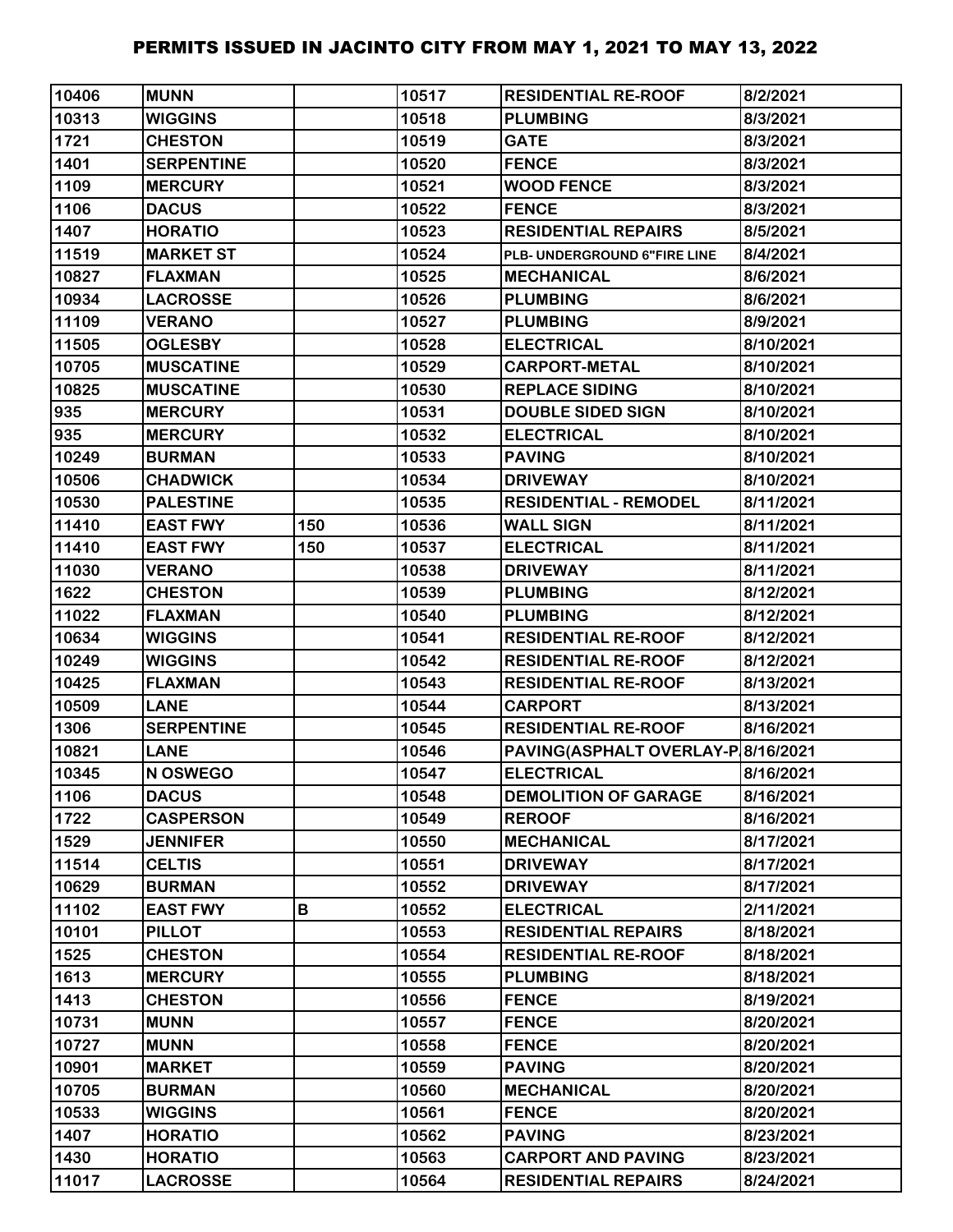# PERMITS ISSUED IN JACINTO CITY FROM MAY 1, 2021 TO MAY 13, 2022

| | | | | | |
|---|---|---|---|---|---|
| 10406 | MUNN | | 10517 | RESIDENTIAL RE-ROOF | 8/2/2021 |
| 10313 | WIGGINS | | 10518 | PLUMBING | 8/3/2021 |
| 1721 | CHESTON | | 10519 | GATE | 8/3/2021 |
| 1401 | SERPENTINE | | 10520 | FENCE | 8/3/2021 |
| 1109 | MERCURY | | 10521 | WOOD FENCE | 8/3/2021 |
| 1106 | DACUS | | 10522 | FENCE | 8/3/2021 |
| 1407 | HORATIO | | 10523 | RESIDENTIAL REPAIRS | 8/5/2021 |
| 11519 | MARKET ST | | 10524 | PLB- UNDERGROUND 6"FIRE LINE | 8/4/2021 |
| 10827 | FLAXMAN | | 10525 | MECHANICAL | 8/6/2021 |
| 10934 | LACROSSE | | 10526 | PLUMBING | 8/6/2021 |
| 11109 | VERANO | | 10527 | PLUMBING | 8/9/2021 |
| 11505 | OGLESBY | | 10528 | ELECTRICAL | 8/10/2021 |
| 10705 | MUSCATINE | | 10529 | CARPORT-METAL | 8/10/2021 |
| 10825 | MUSCATINE | | 10530 | REPLACE SIDING | 8/10/2021 |
| 935 | MERCURY | | 10531 | DOUBLE SIDED SIGN | 8/10/2021 |
| 935 | MERCURY | | 10532 | ELECTRICAL | 8/10/2021 |
| 10249 | BURMAN | | 10533 | PAVING | 8/10/2021 |
| 10506 | CHADWICK | | 10534 | DRIVEWAY | 8/10/2021 |
| 10530 | PALESTINE | | 10535 | RESIDENTIAL - REMODEL | 8/11/2021 |
| 11410 | EAST FWY | 150 | 10536 | WALL SIGN | 8/11/2021 |
| 11410 | EAST FWY | 150 | 10537 | ELECTRICAL | 8/11/2021 |
| 11030 | VERANO | | 10538 | DRIVEWAY | 8/11/2021 |
| 1622 | CHESTON | | 10539 | PLUMBING | 8/12/2021 |
| 11022 | FLAXMAN | | 10540 | PLUMBING | 8/12/2021 |
| 10634 | WIGGINS | | 10541 | RESIDENTIAL RE-ROOF | 8/12/2021 |
| 10249 | WIGGINS | | 10542 | RESIDENTIAL RE-ROOF | 8/12/2021 |
| 10425 | FLAXMAN | | 10543 | RESIDENTIAL RE-ROOF | 8/13/2021 |
| 10509 | LANE | | 10544 | CARPORT | 8/13/2021 |
| 1306 | SERPENTINE | | 10545 | RESIDENTIAL RE-ROOF | 8/16/2021 |
| 10821 | LANE | | 10546 | PAVING(ASPHALT OVERLAY-P | 8/16/2021 |
| 10345 | N OSWEGO | | 10547 | ELECTRICAL | 8/16/2021 |
| 1106 | DACUS | | 10548 | DEMOLITION OF GARAGE | 8/16/2021 |
| 1722 | CASPERSON | | 10549 | REROOF | 8/16/2021 |
| 1529 | JENNIFER | | 10550 | MECHANICAL | 8/17/2021 |
| 11514 | CELTIS | | 10551 | DRIVEWAY | 8/17/2021 |
| 10629 | BURMAN | | 10552 | DRIVEWAY | 8/17/2021 |
| 11102 | EAST FWY | B | 10552 | ELECTRICAL | 2/11/2021 |
| 10101 | PILLOT | | 10553 | RESIDENTIAL REPAIRS | 8/18/2021 |
| 1525 | CHESTON | | 10554 | RESIDENTIAL RE-ROOF | 8/18/2021 |
| 1613 | MERCURY | | 10555 | PLUMBING | 8/18/2021 |
| 1413 | CHESTON | | 10556 | FENCE | 8/19/2021 |
| 10731 | MUNN | | 10557 | FENCE | 8/20/2021 |
| 10727 | MUNN | | 10558 | FENCE | 8/20/2021 |
| 10901 | MARKET | | 10559 | PAVING | 8/20/2021 |
| 10705 | BURMAN | | 10560 | MECHANICAL | 8/20/2021 |
| 10533 | WIGGINS | | 10561 | FENCE | 8/20/2021 |
| 1407 | HORATIO | | 10562 | PAVING | 8/23/2021 |
| 1430 | HORATIO | | 10563 | CARPORT AND PAVING | 8/23/2021 |
| 11017 | LACROSSE | | 10564 | RESIDENTIAL REPAIRS | 8/24/2021 |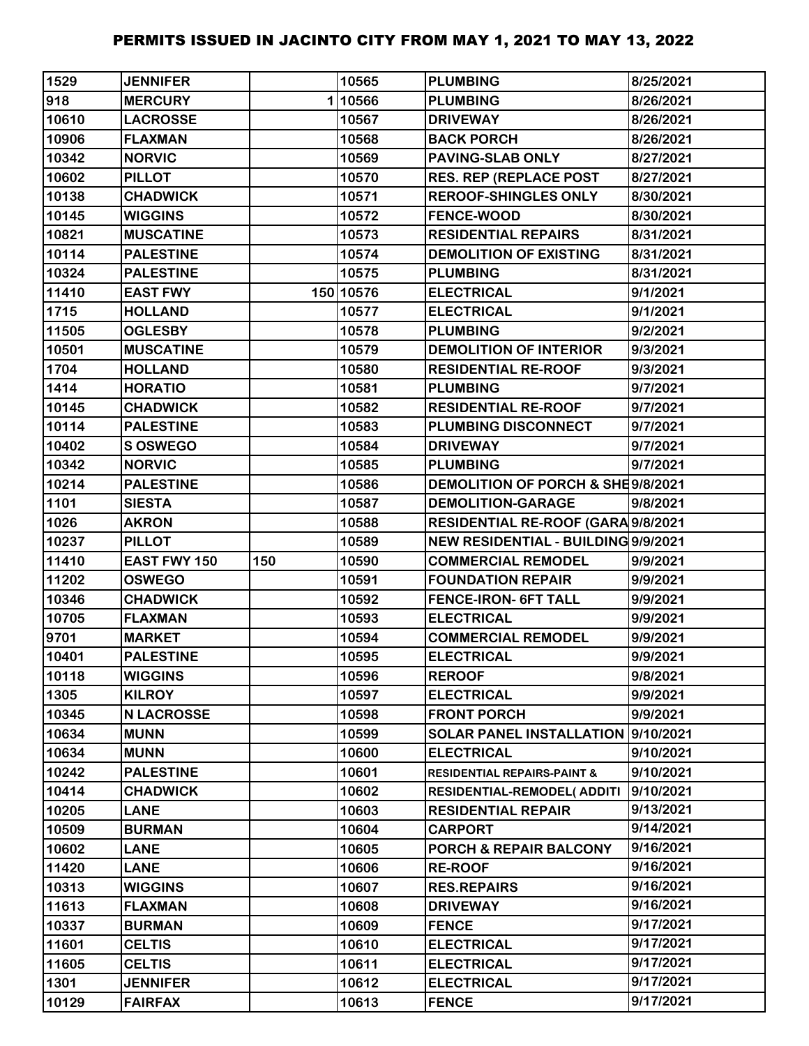# PERMITS ISSUED IN JACINTO CITY FROM MAY 1, 2021 TO MAY 13, 2022

| | | | | | |
|---|---|---|---|---|---|
| 1529 | JENNIFER | | 10565 | PLUMBING | 8/25/2021 |
| 918 | MERCURY | 1 | 10566 | PLUMBING | 8/26/2021 |
| 10610 | LACROSSE | | 10567 | DRIVEWAY | 8/26/2021 |
| 10906 | FLAXMAN | | 10568 | BACK PORCH | 8/26/2021 |
| 10342 | NORVIC | | 10569 | PAVING-SLAB ONLY | 8/27/2021 |
| 10602 | PILLOT | | 10570 | RES. REP (REPLACE POST | 8/27/2021 |
| 10138 | CHADWICK | | 10571 | REROOF-SHINGLES ONLY | 8/30/2021 |
| 10145 | WIGGINS | | 10572 | FENCE-WOOD | 8/30/2021 |
| 10821 | MUSCATINE | | 10573 | RESIDENTIAL REPAIRS | 8/31/2021 |
| 10114 | PALESTINE | | 10574 | DEMOLITION OF EXISTING | 8/31/2021 |
| 10324 | PALESTINE | | 10575 | PLUMBING | 8/31/2021 |
| 11410 | EAST FWY | 150 | 10576 | ELECTRICAL | 9/1/2021 |
| 1715 | HOLLAND | | 10577 | ELECTRICAL | 9/1/2021 |
| 11505 | OGLESBY | | 10578 | PLUMBING | 9/2/2021 |
| 10501 | MUSCATINE | | 10579 | DEMOLITION OF INTERIOR | 9/3/2021 |
| 1704 | HOLLAND | | 10580 | RESIDENTIAL RE-ROOF | 9/3/2021 |
| 1414 | HORATIO | | 10581 | PLUMBING | 9/7/2021 |
| 10145 | CHADWICK | | 10582 | RESIDENTIAL RE-ROOF | 9/7/2021 |
| 10114 | PALESTINE | | 10583 | PLUMBING DISCONNECT | 9/7/2021 |
| 10402 | S OSWEGO | | 10584 | DRIVEWAY | 9/7/2021 |
| 10342 | NORVIC | | 10585 | PLUMBING | 9/7/2021 |
| 10214 | PALESTINE | | 10586 | DEMOLITION OF PORCH & SHE | 9/8/2021 |
| 1101 | SIESTA | | 10587 | DEMOLITION-GARAGE | 9/8/2021 |
| 1026 | AKRON | | 10588 | RESIDENTIAL RE-ROOF (GARA | 9/8/2021 |
| 10237 | PILLOT | | 10589 | NEW RESIDENTIAL - BUILDING | 9/9/2021 |
| 11410 | EAST FWY 150 | 150 | 10590 | COMMERCIAL REMODEL | 9/9/2021 |
| 11202 | OSWEGO | | 10591 | FOUNDATION REPAIR | 9/9/2021 |
| 10346 | CHADWICK | | 10592 | FENCE-IRON- 6FT TALL | 9/9/2021 |
| 10705 | FLAXMAN | | 10593 | ELECTRICAL | 9/9/2021 |
| 9701 | MARKET | | 10594 | COMMERCIAL REMODEL | 9/9/2021 |
| 10401 | PALESTINE | | 10595 | ELECTRICAL | 9/9/2021 |
| 10118 | WIGGINS | | 10596 | REROOF | 9/8/2021 |
| 1305 | KILROY | | 10597 | ELECTRICAL | 9/9/2021 |
| 10345 | N LACROSSE | | 10598 | FRONT PORCH | 9/9/2021 |
| 10634 | MUNN | | 10599 | SOLAR PANEL INSTALLATION | 9/10/2021 |
| 10634 | MUNN | | 10600 | ELECTRICAL | 9/10/2021 |
| 10242 | PALESTINE | | 10601 | RESIDENTIAL REPAIRS-PAINT & | 9/10/2021 |
| 10414 | CHADWICK | | 10602 | RESIDENTIAL-REMODEL( ADDITI | 9/10/2021 |
| 10205 | LANE | | 10603 | RESIDENTIAL REPAIR | 9/13/2021 |
| 10509 | BURMAN | | 10604 | CARPORT | 9/14/2021 |
| 10602 | LANE | | 10605 | PORCH & REPAIR BALCONY | 9/16/2021 |
| 11420 | LANE | | 10606 | RE-ROOF | 9/16/2021 |
| 10313 | WIGGINS | | 10607 | RES.REPAIRS | 9/16/2021 |
| 11613 | FLAXMAN | | 10608 | DRIVEWAY | 9/16/2021 |
| 10337 | BURMAN | | 10609 | FENCE | 9/17/2021 |
| 11601 | CELTIS | | 10610 | ELECTRICAL | 9/17/2021 |
| 11605 | CELTIS | | 10611 | ELECTRICAL | 9/17/2021 |
| 1301 | JENNIFER | | 10612 | ELECTRICAL | 9/17/2021 |
| 10129 | FAIRFAX | | 10613 | FENCE | 9/17/2021 |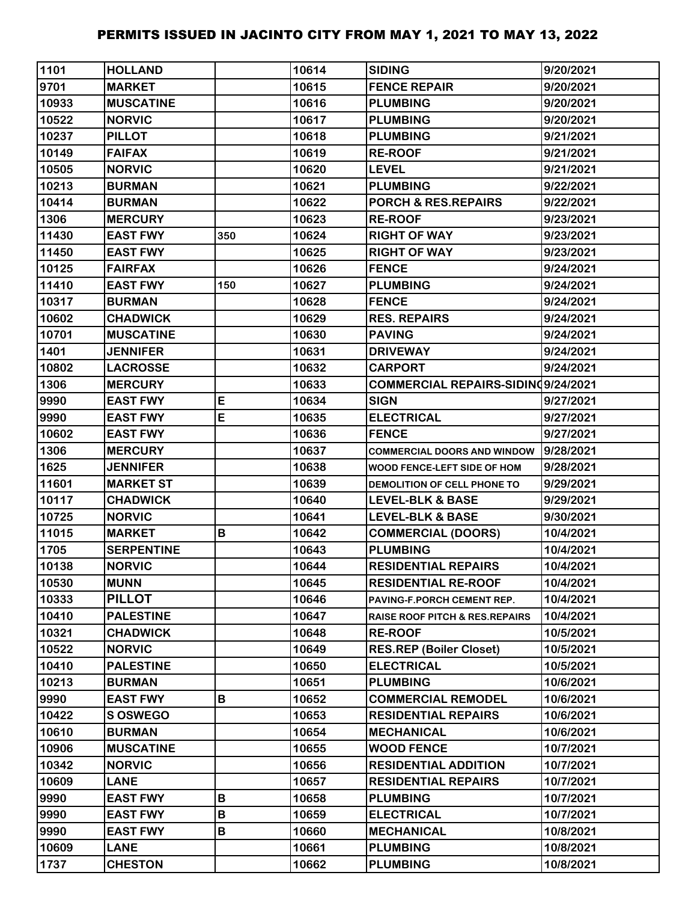# PERMITS ISSUED IN JACINTO CITY FROM MAY 1, 2021 TO MAY 13, 2022

| | | | | | |
|---|---|---|---|---|---|
| 1101 | HOLLAND | | 10614 | SIDING | 9/20/2021 |
| 9701 | MARKET | | 10615 | FENCE REPAIR | 9/20/2021 |
| 10933 | MUSCATINE | | 10616 | PLUMBING | 9/20/2021 |
| 10522 | NORVIC | | 10617 | PLUMBING | 9/20/2021 |
| 10237 | PILLOT | | 10618 | PLUMBING | 9/21/2021 |
| 10149 | FAIFAX | | 10619 | RE-ROOF | 9/21/2021 |
| 10505 | NORVIC | | 10620 | LEVEL | 9/21/2021 |
| 10213 | BURMAN | | 10621 | PLUMBING | 9/22/2021 |
| 10414 | BURMAN | | 10622 | PORCH & RES.REPAIRS | 9/22/2021 |
| 1306 | MERCURY | | 10623 | RE-ROOF | 9/23/2021 |
| 11430 | EAST FWY | 350 | 10624 | RIGHT OF WAY | 9/23/2021 |
| 11450 | EAST FWY | | 10625 | RIGHT OF WAY | 9/23/2021 |
| 10125 | FAIRFAX | | 10626 | FENCE | 9/24/2021 |
| 11410 | EAST FWY | 150 | 10627 | PLUMBING | 9/24/2021 |
| 10317 | BURMAN | | 10628 | FENCE | 9/24/2021 |
| 10602 | CHADWICK | | 10629 | RES. REPAIRS | 9/24/2021 |
| 10701 | MUSCATINE | | 10630 | PAVING | 9/24/2021 |
| 1401 | JENNIFER | | 10631 | DRIVEWAY | 9/24/2021 |
| 10802 | LACROSSE | | 10632 | CARPORT | 9/24/2021 |
| 1306 | MERCURY | | 10633 | COMMERCIAL REPAIRS-SIDING | 9/24/2021 |
| 9990 | EAST FWY | E | 10634 | SIGN | 9/27/2021 |
| 9990 | EAST FWY | E | 10635 | ELECTRICAL | 9/27/2021 |
| 10602 | EAST FWY | | 10636 | FENCE | 9/27/2021 |
| 1306 | MERCURY | | 10637 | COMMERCIAL DOORS AND WINDOW | 9/28/2021 |
| 1625 | JENNIFER | | 10638 | WOOD FENCE-LEFT SIDE OF HOM | 9/28/2021 |
| 11601 | MARKET ST | | 10639 | DEMOLITION OF CELL PHONE TO | 9/29/2021 |
| 10117 | CHADWICK | | 10640 | LEVEL-BLK & BASE | 9/29/2021 |
| 10725 | NORVIC | | 10641 | LEVEL-BLK & BASE | 9/30/2021 |
| 11015 | MARKET | B | 10642 | COMMERCIAL (DOORS) | 10/4/2021 |
| 1705 | SERPENTINE | | 10643 | PLUMBING | 10/4/2021 |
| 10138 | NORVIC | | 10644 | RESIDENTIAL REPAIRS | 10/4/2021 |
| 10530 | MUNN | | 10645 | RESIDENTIAL RE-ROOF | 10/4/2021 |
| 10333 | PILLOT | | 10646 | PAVING-F.PORCH CEMENT REP. | 10/4/2021 |
| 10410 | PALESTINE | | 10647 | RAISE ROOF PITCH & RES.REPAIRS | 10/4/2021 |
| 10321 | CHADWICK | | 10648 | RE-ROOF | 10/5/2021 |
| 10522 | NORVIC | | 10649 | RES.REP (Boiler Closet) | 10/5/2021 |
| 10410 | PALESTINE | | 10650 | ELECTRICAL | 10/5/2021 |
| 10213 | BURMAN | | 10651 | PLUMBING | 10/6/2021 |
| 9990 | EAST FWY | B | 10652 | COMMERCIAL REMODEL | 10/6/2021 |
| 10422 | S OSWEGO | | 10653 | RESIDENTIAL REPAIRS | 10/6/2021 |
| 10610 | BURMAN | | 10654 | MECHANICAL | 10/6/2021 |
| 10906 | MUSCATINE | | 10655 | WOOD FENCE | 10/7/2021 |
| 10342 | NORVIC | | 10656 | RESIDENTIAL ADDITION | 10/7/2021 |
| 10609 | LANE | | 10657 | RESIDENTIAL REPAIRS | 10/7/2021 |
| 9990 | EAST FWY | B | 10658 | PLUMBING | 10/7/2021 |
| 9990 | EAST FWY | B | 10659 | ELECTRICAL | 10/7/2021 |
| 9990 | EAST FWY | B | 10660 | MECHANICAL | 10/8/2021 |
| 10609 | LANE | | 10661 | PLUMBING | 10/8/2021 |
| 1737 | CHESTON | | 10662 | PLUMBING | 10/8/2021 |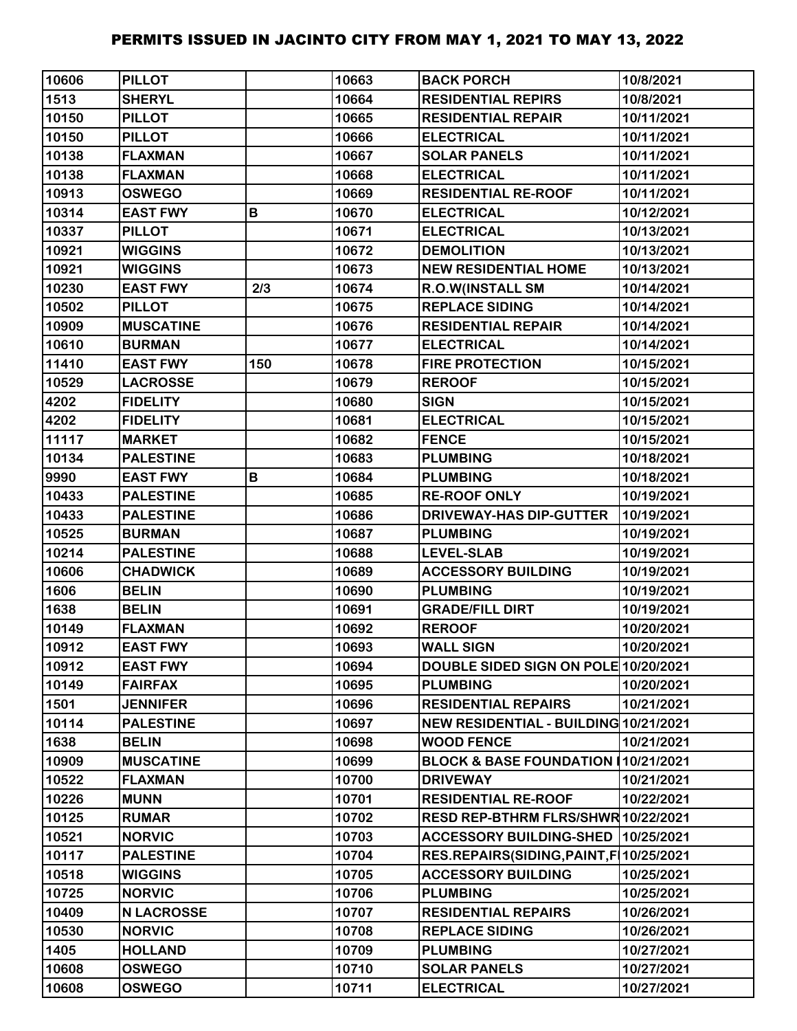# PERMITS ISSUED IN JACINTO CITY FROM MAY 1, 2021 TO MAY 13, 2022

| | | | | | |
|---|---|---|---|---|---|
| 10606 | PILLOT | | 10663 | BACK PORCH | 10/8/2021 |
| 1513 | SHERYL | | 10664 | RESIDENTIAL REPIRS | 10/8/2021 |
| 10150 | PILLOT | | 10665 | RESIDENTIAL REPAIR | 10/11/2021 |
| 10150 | PILLOT | | 10666 | ELECTRICAL | 10/11/2021 |
| 10138 | FLAXMAN | | 10667 | SOLAR PANELS | 10/11/2021 |
| 10138 | FLAXMAN | | 10668 | ELECTRICAL | 10/11/2021 |
| 10913 | OSWEGO | | 10669 | RESIDENTIAL RE-ROOF | 10/11/2021 |
| 10314 | EAST FWY | B | 10670 | ELECTRICAL | 10/12/2021 |
| 10337 | PILLOT | | 10671 | ELECTRICAL | 10/13/2021 |
| 10921 | WIGGINS | | 10672 | DEMOLITION | 10/13/2021 |
| 10921 | WIGGINS | | 10673 | NEW RESIDENTIAL HOME | 10/13/2021 |
| 10230 | EAST FWY | 2/3 | 10674 | R.O.W(INSTALL SM | 10/14/2021 |
| 10502 | PILLOT | | 10675 | REPLACE SIDING | 10/14/2021 |
| 10909 | MUSCATINE | | 10676 | RESIDENTIAL REPAIR | 10/14/2021 |
| 10610 | BURMAN | | 10677 | ELECTRICAL | 10/14/2021 |
| 11410 | EAST FWY | 150 | 10678 | FIRE PROTECTION | 10/15/2021 |
| 10529 | LACROSSE | | 10679 | REROOF | 10/15/2021 |
| 4202 | FIDELITY | | 10680 | SIGN | 10/15/2021 |
| 4202 | FIDELITY | | 10681 | ELECTRICAL | 10/15/2021 |
| 11117 | MARKET | | 10682 | FENCE | 10/15/2021 |
| 10134 | PALESTINE | | 10683 | PLUMBING | 10/18/2021 |
| 9990 | EAST FWY | B | 10684 | PLUMBING | 10/18/2021 |
| 10433 | PALESTINE | | 10685 | RE-ROOF ONLY | 10/19/2021 |
| 10433 | PALESTINE | | 10686 | DRIVEWAY-HAS DIP-GUTTER | 10/19/2021 |
| 10525 | BURMAN | | 10687 | PLUMBING | 10/19/2021 |
| 10214 | PALESTINE | | 10688 | LEVEL-SLAB | 10/19/2021 |
| 10606 | CHADWICK | | 10689 | ACCESSORY BUILDING | 10/19/2021 |
| 1606 | BELIN | | 10690 | PLUMBING | 10/19/2021 |
| 1638 | BELIN | | 10691 | GRADE/FILL DIRT | 10/19/2021 |
| 10149 | FLAXMAN | | 10692 | REROOF | 10/20/2021 |
| 10912 | EAST FWY | | 10693 | WALL SIGN | 10/20/2021 |
| 10912 | EAST FWY | | 10694 | DOUBLE SIDED SIGN ON POLE | 10/20/2021 |
| 10149 | FAIRFAX | | 10695 | PLUMBING | 10/20/2021 |
| 1501 | JENNIFER | | 10696 | RESIDENTIAL REPAIRS | 10/21/2021 |
| 10114 | PALESTINE | | 10697 | NEW RESIDENTIAL - BUILDING | 10/21/2021 |
| 1638 | BELIN | | 10698 | WOOD FENCE | 10/21/2021 |
| 10909 | MUSCATINE | | 10699 | BLOCK & BASE FOUNDATION I | 10/21/2021 |
| 10522 | FLAXMAN | | 10700 | DRIVEWAY | 10/21/2021 |
| 10226 | MUNN | | 10701 | RESIDENTIAL RE-ROOF | 10/22/2021 |
| 10125 | RUMAR | | 10702 | RESD REP-BTHRM FLRS/SHWR | 10/22/2021 |
| 10521 | NORVIC | | 10703 | ACCESSORY BUILDING-SHED | 10/25/2021 |
| 10117 | PALESTINE | | 10704 | RES.REPAIRS(SIDING,PAINT,F | 10/25/2021 |
| 10518 | WIGGINS | | 10705 | ACCESSORY BUILDING | 10/25/2021 |
| 10725 | NORVIC | | 10706 | PLUMBING | 10/25/2021 |
| 10409 | N LACROSSE | | 10707 | RESIDENTIAL REPAIRS | 10/26/2021 |
| 10530 | NORVIC | | 10708 | REPLACE SIDING | 10/26/2021 |
| 1405 | HOLLAND | | 10709 | PLUMBING | 10/27/2021 |
| 10608 | OSWEGO | | 10710 | SOLAR PANELS | 10/27/2021 |
| 10608 | OSWEGO | | 10711 | ELECTRICAL | 10/27/2021 |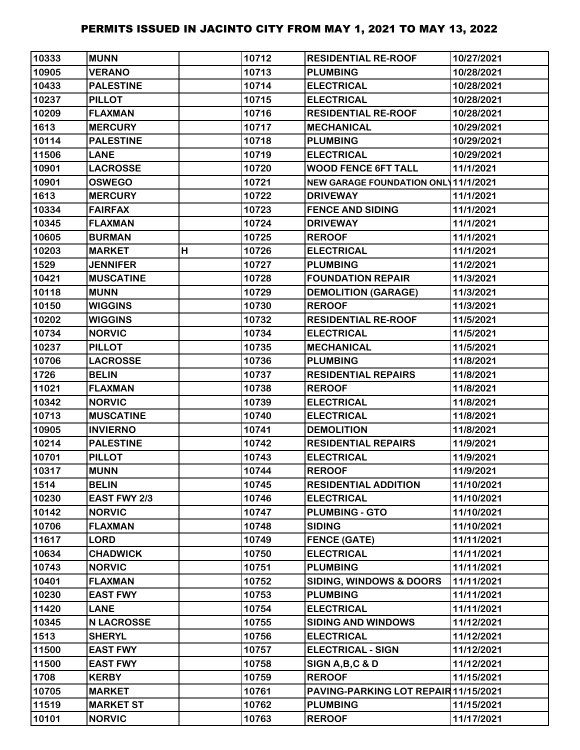# PERMITS ISSUED IN JACINTO CITY FROM MAY 1, 2021 TO MAY 13, 2022

| | | | | | |
|---|---|---|---|---|---|
| 10333 | MUNN | | 10712 | RESIDENTIAL RE-ROOF | 10/27/2021 |
| 10905 | VERANO | | 10713 | PLUMBING | 10/28/2021 |
| 10433 | PALESTINE | | 10714 | ELECTRICAL | 10/28/2021 |
| 10237 | PILLOT | | 10715 | ELECTRICAL | 10/28/2021 |
| 10209 | FLAXMAN | | 10716 | RESIDENTIAL RE-ROOF | 10/28/2021 |
| 1613 | MERCURY | | 10717 | MECHANICAL | 10/29/2021 |
| 10114 | PALESTINE | | 10718 | PLUMBING | 10/29/2021 |
| 11506 | LANE | | 10719 | ELECTRICAL | 10/29/2021 |
| 10901 | LACROSSE | | 10720 | WOOD FENCE 6FT TALL | 11/1/2021 |
| 10901 | OSWEGO | | 10721 | NEW GARAGE FOUNDATION ONLY | 11/1/2021 |
| 1613 | MERCURY | | 10722 | DRIVEWAY | 11/1/2021 |
| 10334 | FAIRFAX | | 10723 | FENCE AND SIDING | 11/1/2021 |
| 10345 | FLAXMAN | | 10724 | DRIVEWAY | 11/1/2021 |
| 10605 | BURMAN | | 10725 | REROOF | 11/1/2021 |
| 10203 | MARKET | H | 10726 | ELECTRICAL | 11/1/2021 |
| 1529 | JENNIFER | | 10727 | PLUMBING | 11/2/2021 |
| 10421 | MUSCATINE | | 10728 | FOUNDATION REPAIR | 11/3/2021 |
| 10118 | MUNN | | 10729 | DEMOLITION (GARAGE) | 11/3/2021 |
| 10150 | WIGGINS | | 10730 | REROOF | 11/3/2021 |
| 10202 | WIGGINS | | 10732 | RESIDENTIAL RE-ROOF | 11/5/2021 |
| 10734 | NORVIC | | 10734 | ELECTRICAL | 11/5/2021 |
| 10237 | PILLOT | | 10735 | MECHANICAL | 11/5/2021 |
| 10706 | LACROSSE | | 10736 | PLUMBING | 11/8/2021 |
| 1726 | BELIN | | 10737 | RESIDENTIAL REPAIRS | 11/8/2021 |
| 11021 | FLAXMAN | | 10738 | REROOF | 11/8/2021 |
| 10342 | NORVIC | | 10739 | ELECTRICAL | 11/8/2021 |
| 10713 | MUSCATINE | | 10740 | ELECTRICAL | 11/8/2021 |
| 10905 | INVIERNO | | 10741 | DEMOLITION | 11/8/2021 |
| 10214 | PALESTINE | | 10742 | RESIDENTIAL REPAIRS | 11/9/2021 |
| 10701 | PILLOT | | 10743 | ELECTRICAL | 11/9/2021 |
| 10317 | MUNN | | 10744 | REROOF | 11/9/2021 |
| 1514 | BELIN | | 10745 | RESIDENTIAL ADDITION | 11/10/2021 |
| 10230 | EAST FWY 2/3 | | 10746 | ELECTRICAL | 11/10/2021 |
| 10142 | NORVIC | | 10747 | PLUMBING - GTO | 11/10/2021 |
| 10706 | FLAXMAN | | 10748 | SIDING | 11/10/2021 |
| 11617 | LORD | | 10749 | FENCE (GATE) | 11/11/2021 |
| 10634 | CHADWICK | | 10750 | ELECTRICAL | 11/11/2021 |
| 10743 | NORVIC | | 10751 | PLUMBING | 11/11/2021 |
| 10401 | FLAXMAN | | 10752 | SIDING, WINDOWS & DOORS | 11/11/2021 |
| 10230 | EAST FWY | | 10753 | PLUMBING | 11/11/2021 |
| 11420 | LANE | | 10754 | ELECTRICAL | 11/11/2021 |
| 10345 | N LACROSSE | | 10755 | SIDING AND WINDOWS | 11/12/2021 |
| 1513 | SHERYL | | 10756 | ELECTRICAL | 11/12/2021 |
| 11500 | EAST FWY | | 10757 | ELECTRICAL - SIGN | 11/12/2021 |
| 11500 | EAST FWY | | 10758 | SIGN A,B,C & D | 11/12/2021 |
| 1708 | KERBY | | 10759 | REROOF | 11/15/2021 |
| 10705 | MARKET | | 10761 | PAVING-PARKING LOT REPAIR | 11/15/2021 |
| 11519 | MARKET ST | | 10762 | PLUMBING | 11/15/2021 |
| 10101 | NORVIC | | 10763 | REROOF | 11/17/2021 |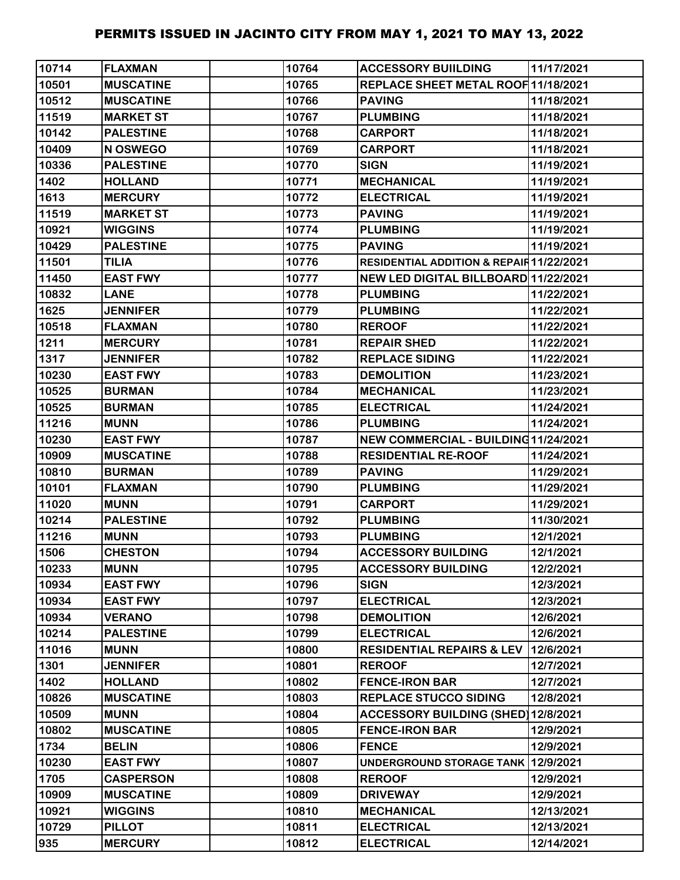# PERMITS ISSUED IN JACINTO CITY FROM MAY 1, 2021 TO MAY 13, 2022

| | | | | | |
|---|---|---|---|---|---|
| 10714 | FLAXMAN | | 10764 | ACCESSORY BUIILDING | 11/17/2021 |
| 10501 | MUSCATINE | | 10765 | REPLACE SHEET METAL ROOF | 11/18/2021 |
| 10512 | MUSCATINE | | 10766 | PAVING | 11/18/2021 |
| 11519 | MARKET ST | | 10767 | PLUMBING | 11/18/2021 |
| 10142 | PALESTINE | | 10768 | CARPORT | 11/18/2021 |
| 10409 | N OSWEGO | | 10769 | CARPORT | 11/18/2021 |
| 10336 | PALESTINE | | 10770 | SIGN | 11/19/2021 |
| 1402 | HOLLAND | | 10771 | MECHANICAL | 11/19/2021 |
| 1613 | MERCURY | | 10772 | ELECTRICAL | 11/19/2021 |
| 11519 | MARKET ST | | 10773 | PAVING | 11/19/2021 |
| 10921 | WIGGINS | | 10774 | PLUMBING | 11/19/2021 |
| 10429 | PALESTINE | | 10775 | PAVING | 11/19/2021 |
| 11501 | TILIA | | 10776 | RESIDENTIAL ADDITION & REPAIR | 11/22/2021 |
| 11450 | EAST FWY | | 10777 | NEW LED DIGITAL BILLBOARD | 11/22/2021 |
| 10832 | LANE | | 10778 | PLUMBING | 11/22/2021 |
| 1625 | JENNIFER | | 10779 | PLUMBING | 11/22/2021 |
| 10518 | FLAXMAN | | 10780 | REROOF | 11/22/2021 |
| 1211 | MERCURY | | 10781 | REPAIR SHED | 11/22/2021 |
| 1317 | JENNIFER | | 10782 | REPLACE SIDING | 11/22/2021 |
| 10230 | EAST FWY | | 10783 | DEMOLITION | 11/23/2021 |
| 10525 | BURMAN | | 10784 | MECHANICAL | 11/23/2021 |
| 10525 | BURMAN | | 10785 | ELECTRICAL | 11/24/2021 |
| 11216 | MUNN | | 10786 | PLUMBING | 11/24/2021 |
| 10230 | EAST FWY | | 10787 | NEW COMMERCIAL - BUILDING | 11/24/2021 |
| 10909 | MUSCATINE | | 10788 | RESIDENTIAL RE-ROOF | 11/24/2021 |
| 10810 | BURMAN | | 10789 | PAVING | 11/29/2021 |
| 10101 | FLAXMAN | | 10790 | PLUMBING | 11/29/2021 |
| 11020 | MUNN | | 10791 | CARPORT | 11/29/2021 |
| 10214 | PALESTINE | | 10792 | PLUMBING | 11/30/2021 |
| 11216 | MUNN | | 10793 | PLUMBING | 12/1/2021 |
| 1506 | CHESTON | | 10794 | ACCESSORY BUILDING | 12/1/2021 |
| 10233 | MUNN | | 10795 | ACCESSORY BUILDING | 12/2/2021 |
| 10934 | EAST FWY | | 10796 | SIGN | 12/3/2021 |
| 10934 | EAST FWY | | 10797 | ELECTRICAL | 12/3/2021 |
| 10934 | VERANO | | 10798 | DEMOLITION | 12/6/2021 |
| 10214 | PALESTINE | | 10799 | ELECTRICAL | 12/6/2021 |
| 11016 | MUNN | | 10800 | RESIDENTIAL REPAIRS & LEV | 12/6/2021 |
| 1301 | JENNIFER | | 10801 | REROOF | 12/7/2021 |
| 1402 | HOLLAND | | 10802 | FENCE-IRON BAR | 12/7/2021 |
| 10826 | MUSCATINE | | 10803 | REPLACE STUCCO SIDING | 12/8/2021 |
| 10509 | MUNN | | 10804 | ACCESSORY BUILDING (SHED) | 12/8/2021 |
| 10802 | MUSCATINE | | 10805 | FENCE-IRON BAR | 12/9/2021 |
| 1734 | BELIN | | 10806 | FENCE | 12/9/2021 |
| 10230 | EAST FWY | | 10807 | UNDERGROUND STORAGE TANK | 12/9/2021 |
| 1705 | CASPERSON | | 10808 | REROOF | 12/9/2021 |
| 10909 | MUSCATINE | | 10809 | DRIVEWAY | 12/9/2021 |
| 10921 | WIGGINS | | 10810 | MECHANICAL | 12/13/2021 |
| 10729 | PILLOT | | 10811 | ELECTRICAL | 12/13/2021 |
| 935 | MERCURY | | 10812 | ELECTRICAL | 12/14/2021 |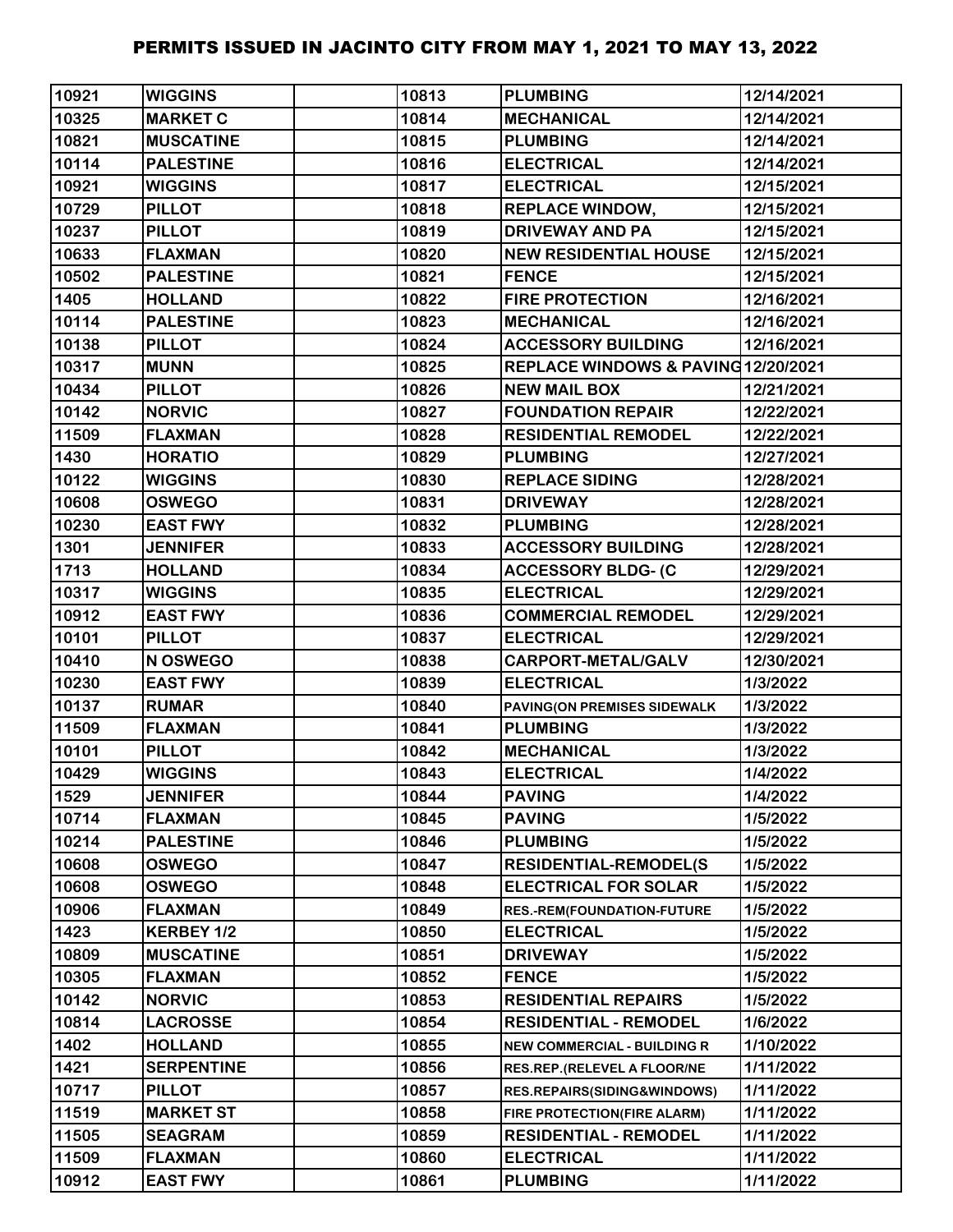# PERMITS ISSUED IN JACINTO CITY FROM MAY 1, 2021 TO MAY 13, 2022

| | | | | | |
|---|---|---|---|---|---|
| 10921 | WIGGINS | | 10813 | PLUMBING | 12/14/2021 |
| 10325 | MARKET C | | 10814 | MECHANICAL | 12/14/2021 |
| 10821 | MUSCATINE | | 10815 | PLUMBING | 12/14/2021 |
| 10114 | PALESTINE | | 10816 | ELECTRICAL | 12/14/2021 |
| 10921 | WIGGINS | | 10817 | ELECTRICAL | 12/15/2021 |
| 10729 | PILLOT | | 10818 | REPLACE WINDOW, | 12/15/2021 |
| 10237 | PILLOT | | 10819 | DRIVEWAY AND PA | 12/15/2021 |
| 10633 | FLAXMAN | | 10820 | NEW RESIDENTIAL HOUSE | 12/15/2021 |
| 10502 | PALESTINE | | 10821 | FENCE | 12/15/2021 |
| 1405 | HOLLAND | | 10822 | FIRE PROTECTION | 12/16/2021 |
| 10114 | PALESTINE | | 10823 | MECHANICAL | 12/16/2021 |
| 10138 | PILLOT | | 10824 | ACCESSORY BUILDING | 12/16/2021 |
| 10317 | MUNN | | 10825 | REPLACE WINDOWS & PAVING | 12/20/2021 |
| 10434 | PILLOT | | 10826 | NEW MAIL BOX | 12/21/2021 |
| 10142 | NORVIC | | 10827 | FOUNDATION REPAIR | 12/22/2021 |
| 11509 | FLAXMAN | | 10828 | RESIDENTIAL REMODEL | 12/22/2021 |
| 1430 | HORATIO | | 10829 | PLUMBING | 12/27/2021 |
| 10122 | WIGGINS | | 10830 | REPLACE SIDING | 12/28/2021 |
| 10608 | OSWEGO | | 10831 | DRIVEWAY | 12/28/2021 |
| 10230 | EAST FWY | | 10832 | PLUMBING | 12/28/2021 |
| 1301 | JENNIFER | | 10833 | ACCESSORY BUILDING | 12/28/2021 |
| 1713 | HOLLAND | | 10834 | ACCESSORY BLDG- (C | 12/29/2021 |
| 10317 | WIGGINS | | 10835 | ELECTRICAL | 12/29/2021 |
| 10912 | EAST FWY | | 10836 | COMMERCIAL REMODEL | 12/29/2021 |
| 10101 | PILLOT | | 10837 | ELECTRICAL | 12/29/2021 |
| 10410 | N OSWEGO | | 10838 | CARPORT-METAL/GALV | 12/30/2021 |
| 10230 | EAST FWY | | 10839 | ELECTRICAL | 1/3/2022 |
| 10137 | RUMAR | | 10840 | PAVING(ON PREMISES SIDEWALK | 1/3/2022 |
| 11509 | FLAXMAN | | 10841 | PLUMBING | 1/3/2022 |
| 10101 | PILLOT | | 10842 | MECHANICAL | 1/3/2022 |
| 10429 | WIGGINS | | 10843 | ELECTRICAL | 1/4/2022 |
| 1529 | JENNIFER | | 10844 | PAVING | 1/4/2022 |
| 10714 | FLAXMAN | | 10845 | PAVING | 1/5/2022 |
| 10214 | PALESTINE | | 10846 | PLUMBING | 1/5/2022 |
| 10608 | OSWEGO | | 10847 | RESIDENTIAL-REMODEL(S | 1/5/2022 |
| 10608 | OSWEGO | | 10848 | ELECTRICAL FOR SOLAR | 1/5/2022 |
| 10906 | FLAXMAN | | 10849 | RES.-REM(FOUNDATION-FUTURE | 1/5/2022 |
| 1423 | KERBEY 1/2 | | 10850 | ELECTRICAL | 1/5/2022 |
| 10809 | MUSCATINE | | 10851 | DRIVEWAY | 1/5/2022 |
| 10305 | FLAXMAN | | 10852 | FENCE | 1/5/2022 |
| 10142 | NORVIC | | 10853 | RESIDENTIAL REPAIRS | 1/5/2022 |
| 10814 | LACROSSE | | 10854 | RESIDENTIAL - REMODEL | 1/6/2022 |
| 1402 | HOLLAND | | 10855 | NEW COMMERCIAL - BUILDING R | 1/10/2022 |
| 1421 | SERPENTINE | | 10856 | RES.REP.(RELEVEL A FLOOR/NE | 1/11/2022 |
| 10717 | PILLOT | | 10857 | RES.REPAIRS(SIDING&WINDOWS) | 1/11/2022 |
| 11519 | MARKET ST | | 10858 | FIRE PROTECTION(FIRE ALARM) | 1/11/2022 |
| 11505 | SEAGRAM | | 10859 | RESIDENTIAL - REMODEL | 1/11/2022 |
| 11509 | FLAXMAN | | 10860 | ELECTRICAL | 1/11/2022 |
| 10912 | EAST FWY | | 10861 | PLUMBING | 1/11/2022 |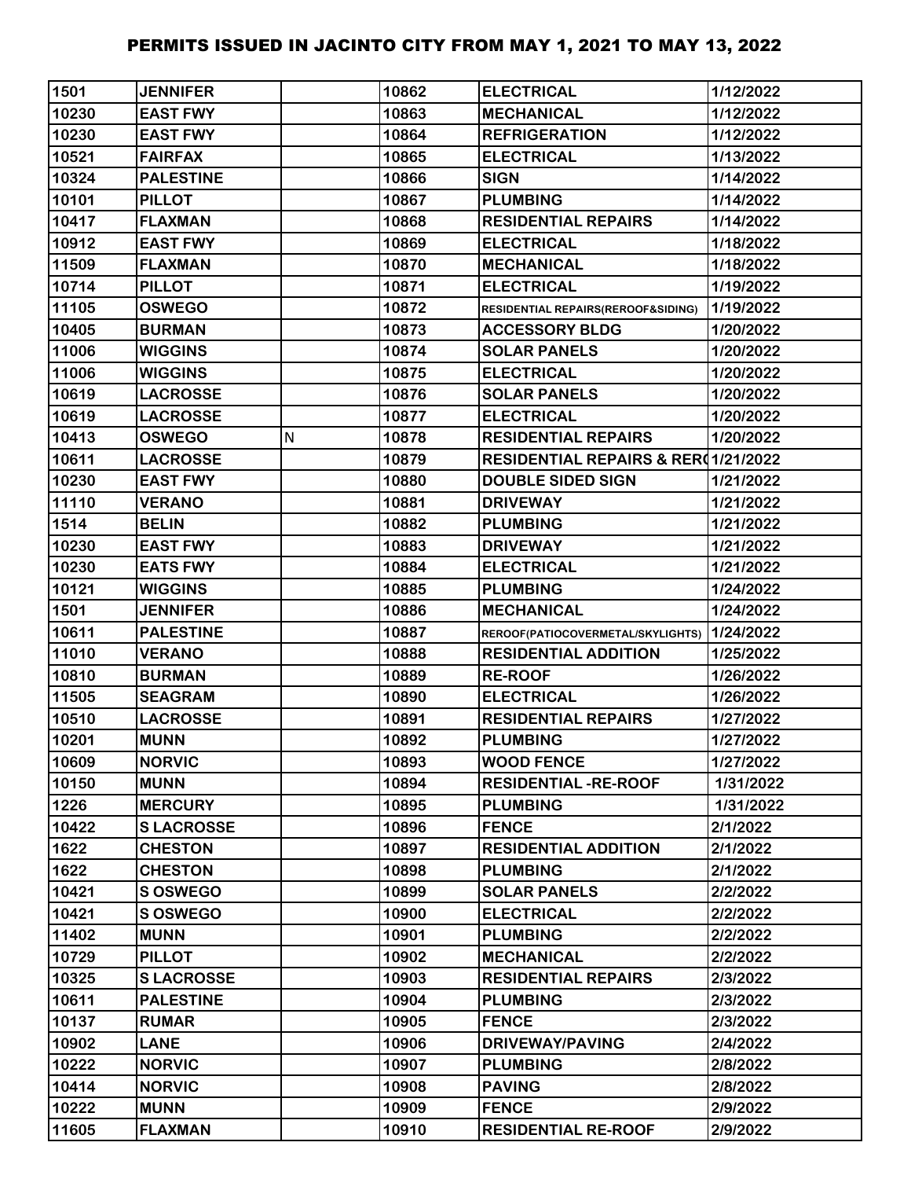| | | | | | |
|---|---|---|---|---|---|
| 1501 | JENNIFER | | 10862 | ELECTRICAL | 1/12/2022 |
| 10230 | EAST FWY | | 10863 | MECHANICAL | 1/12/2022 |
| 10230 | EAST FWY | | 10864 | REFRIGERATION | 1/12/2022 |
| 10521 | FAIRFAX | | 10865 | ELECTRICAL | 1/13/2022 |
| 10324 | PALESTINE | | 10866 | SIGN | 1/14/2022 |
| 10101 | PILLOT | | 10867 | PLUMBING | 1/14/2022 |
| 10417 | FLAXMAN | | 10868 | RESIDENTIAL REPAIRS | 1/14/2022 |
| 10912 | EAST FWY | | 10869 | ELECTRICAL | 1/18/2022 |
| 11509 | FLAXMAN | | 10870 | MECHANICAL | 1/18/2022 |
| 10714 | PILLOT | | 10871 | ELECTRICAL | 1/19/2022 |
| 11105 | OSWEGO | | 10872 | RESIDENTIAL REPAIRS(REROOF&SIDING) | 1/19/2022 |
| 10405 | BURMAN | | 10873 | ACCESSORY BLDG | 1/20/2022 |
| 11006 | WIGGINS | | 10874 | SOLAR PANELS | 1/20/2022 |
| 11006 | WIGGINS | | 10875 | ELECTRICAL | 1/20/2022 |
| 10619 | LACROSSE | | 10876 | SOLAR PANELS | 1/20/2022 |
| 10619 | LACROSSE | | 10877 | ELECTRICAL | 1/20/2022 |
| 10413 | OSWEGO | N | 10878 | RESIDENTIAL REPAIRS | 1/20/2022 |
| 10611 | LACROSSE | | 10879 | RESIDENTIAL REPAIRS & RER( | 1/21/2022 |
| 10230 | EAST FWY | | 10880 | DOUBLE SIDED SIGN | 1/21/2022 |
| 11110 | VERANO | | 10881 | DRIVEWAY | 1/21/2022 |
| 1514 | BELIN | | 10882 | PLUMBING | 1/21/2022 |
| 10230 | EAST FWY | | 10883 | DRIVEWAY | 1/21/2022 |
| 10230 | EATS FWY | | 10884 | ELECTRICAL | 1/21/2022 |
| 10121 | WIGGINS | | 10885 | PLUMBING | 1/24/2022 |
| 1501 | JENNIFER | | 10886 | MECHANICAL | 1/24/2022 |
| 10611 | PALESTINE | | 10887 | REROOF(PATIOCOVERMETAL/SKYLIGHTS) | 1/24/2022 |
| 11010 | VERANO | | 10888 | RESIDENTIAL ADDITION | 1/25/2022 |
| 10810 | BURMAN | | 10889 | RE-ROOF | 1/26/2022 |
| 11505 | SEAGRAM | | 10890 | ELECTRICAL | 1/26/2022 |
| 10510 | LACROSSE | | 10891 | RESIDENTIAL REPAIRS | 1/27/2022 |
| 10201 | MUNN | | 10892 | PLUMBING | 1/27/2022 |
| 10609 | NORVIC | | 10893 | WOOD FENCE | 1/27/2022 |
| 10150 | MUNN | | 10894 | RESIDENTIAL -RE-ROOF | 1/31/2022 |
| 1226 | MERCURY | | 10895 | PLUMBING | 1/31/2022 |
| 10422 | S LACROSSE | | 10896 | FENCE | 2/1/2022 |
| 1622 | CHESTON | | 10897 | RESIDENTIAL ADDITION | 2/1/2022 |
| 1622 | CHESTON | | 10898 | PLUMBING | 2/1/2022 |
| 10421 | S OSWEGO | | 10899 | SOLAR PANELS | 2/2/2022 |
| 10421 | S OSWEGO | | 10900 | ELECTRICAL | 2/2/2022 |
| 11402 | MUNN | | 10901 | PLUMBING | 2/2/2022 |
| 10729 | PILLOT | | 10902 | MECHANICAL | 2/2/2022 |
| 10325 | S LACROSSE | | 10903 | RESIDENTIAL REPAIRS | 2/3/2022 |
| 10611 | PALESTINE | | 10904 | PLUMBING | 2/3/2022 |
| 10137 | RUMAR | | 10905 | FENCE | 2/3/2022 |
| 10902 | LANE | | 10906 | DRIVEWAY/PAVING | 2/4/2022 |
| 10222 | NORVIC | | 10907 | PLUMBING | 2/8/2022 |
| 10414 | NORVIC | | 10908 | PAVING | 2/8/2022 |
| 10222 | MUNN | | 10909 | FENCE | 2/9/2022 |
| 11605 | FLAXMAN | | 10910 | RESIDENTIAL RE-ROOF | 2/9/2022 |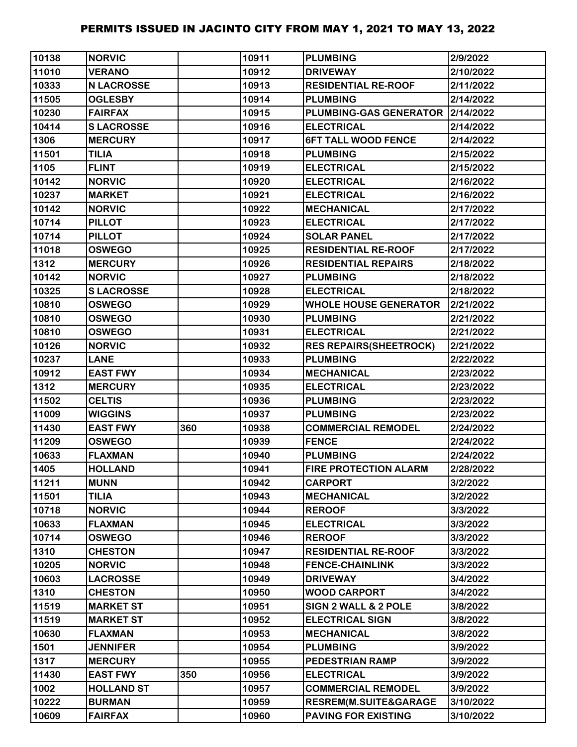# PERMITS ISSUED IN JACINTO CITY FROM MAY 1, 2021 TO MAY 13, 2022

| | | | | | |
|---|---|---|---|---|---|
| 10138 | NORVIC | | 10911 | PLUMBING | 2/9/2022 |
| 11010 | VERANO | | 10912 | DRIVEWAY | 2/10/2022 |
| 10333 | N LACROSSE | | 10913 | RESIDENTIAL RE-ROOF | 2/11/2022 |
| 11505 | OGLESBY | | 10914 | PLUMBING | 2/14/2022 |
| 10230 | FAIRFAX | | 10915 | PLUMBING-GAS GENERATOR | 2/14/2022 |
| 10414 | S LACROSSE | | 10916 | ELECTRICAL | 2/14/2022 |
| 1306 | MERCURY | | 10917 | 6FT TALL WOOD FENCE | 2/14/2022 |
| 11501 | TILIA | | 10918 | PLUMBING | 2/15/2022 |
| 1105 | FLINT | | 10919 | ELECTRICAL | 2/15/2022 |
| 10142 | NORVIC | | 10920 | ELECTRICAL | 2/16/2022 |
| 10237 | MARKET | | 10921 | ELECTRICAL | 2/16/2022 |
| 10142 | NORVIC | | 10922 | MECHANICAL | 2/17/2022 |
| 10714 | PILLOT | | 10923 | ELECTRICAL | 2/17/2022 |
| 10714 | PILLOT | | 10924 | SOLAR PANEL | 2/17/2022 |
| 11018 | OSWEGO | | 10925 | RESIDENTIAL RE-ROOF | 2/17/2022 |
| 1312 | MERCURY | | 10926 | RESIDENTIAL REPAIRS | 2/18/2022 |
| 10142 | NORVIC | | 10927 | PLUMBING | 2/18/2022 |
| 10325 | S LACROSSE | | 10928 | ELECTRICAL | 2/18/2022 |
| 10810 | OSWEGO | | 10929 | WHOLE HOUSE GENERATOR | 2/21/2022 |
| 10810 | OSWEGO | | 10930 | PLUMBING | 2/21/2022 |
| 10810 | OSWEGO | | 10931 | ELECTRICAL | 2/21/2022 |
| 10126 | NORVIC | | 10932 | RES REPAIRS(SHEETROCK) | 2/21/2022 |
| 10237 | LANE | | 10933 | PLUMBING | 2/22/2022 |
| 10912 | EAST FWY | | 10934 | MECHANICAL | 2/23/2022 |
| 1312 | MERCURY | | 10935 | ELECTRICAL | 2/23/2022 |
| 11502 | CELTIS | | 10936 | PLUMBING | 2/23/2022 |
| 11009 | WIGGINS | | 10937 | PLUMBING | 2/23/2022 |
| 11430 | EAST FWY | 360 | 10938 | COMMERCIAL REMODEL | 2/24/2022 |
| 11209 | OSWEGO | | 10939 | FENCE | 2/24/2022 |
| 10633 | FLAXMAN | | 10940 | PLUMBING | 2/24/2022 |
| 1405 | HOLLAND | | 10941 | FIRE PROTECTION ALARM | 2/28/2022 |
| 11211 | MUNN | | 10942 | CARPORT | 3/2/2022 |
| 11501 | TILIA | | 10943 | MECHANICAL | 3/2/2022 |
| 10718 | NORVIC | | 10944 | REROOF | 3/3/2022 |
| 10633 | FLAXMAN | | 10945 | ELECTRICAL | 3/3/2022 |
| 10714 | OSWEGO | | 10946 | REROOF | 3/3/2022 |
| 1310 | CHESTON | | 10947 | RESIDENTIAL RE-ROOF | 3/3/2022 |
| 10205 | NORVIC | | 10948 | FENCE-CHAINLINK | 3/3/2022 |
| 10603 | LACROSSE | | 10949 | DRIVEWAY | 3/4/2022 |
| 1310 | CHESTON | | 10950 | WOOD CARPORT | 3/4/2022 |
| 11519 | MARKET ST | | 10951 | SIGN 2 WALL & 2 POLE | 3/8/2022 |
| 11519 | MARKET ST | | 10952 | ELECTRICAL SIGN | 3/8/2022 |
| 10630 | FLAXMAN | | 10953 | MECHANICAL | 3/8/2022 |
| 1501 | JENNIFER | | 10954 | PLUMBING | 3/9/2022 |
| 1317 | MERCURY | | 10955 | PEDESTRIAN RAMP | 3/9/2022 |
| 11430 | EAST FWY | 350 | 10956 | ELECTRICAL | 3/9/2022 |
| 1002 | HOLLAND ST | | 10957 | COMMERCIAL REMODEL | 3/9/2022 |
| 10222 | BURMAN | | 10959 | RESREM(M.SUITE&GARAGE | 3/10/2022 |
| 10609 | FAIRFAX | | 10960 | PAVING FOR EXISTING | 3/10/2022 |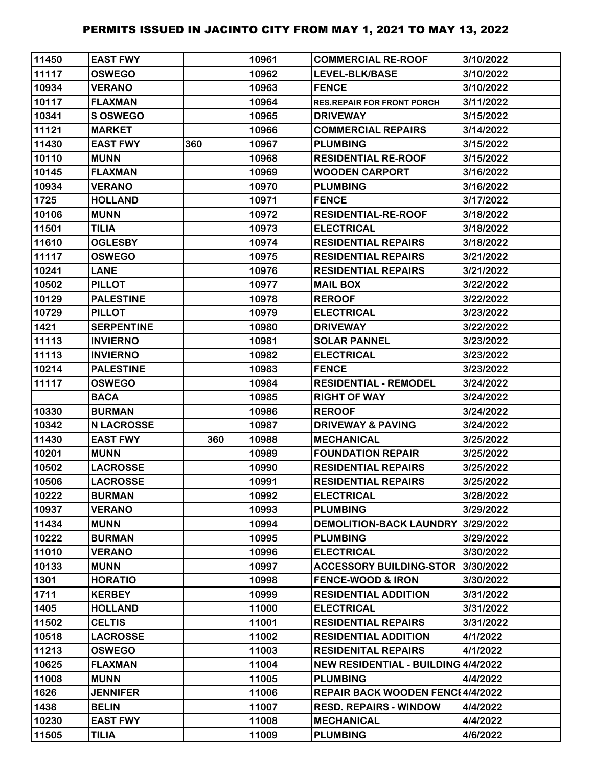| | | | | | |
|---|---|---|---|---|---|
| 11450 | EAST FWY | | 10961 | COMMERCIAL RE-ROOF | 3/10/2022 |
| 11117 | OSWEGO | | 10962 | LEVEL-BLK/BASE | 3/10/2022 |
| 10934 | VERANO | | 10963 | FENCE | 3/10/2022 |
| 10117 | FLAXMAN | | 10964 | RES.REPAIR FOR FRONT PORCH | 3/11/2022 |
| 10341 | S OSWEGO | | 10965 | DRIVEWAY | 3/15/2022 |
| 11121 | MARKET | | 10966 | COMMERCIAL REPAIRS | 3/14/2022 |
| 11430 | EAST FWY | 360 | 10967 | PLUMBING | 3/15/2022 |
| 10110 | MUNN | | 10968 | RESIDENTIAL RE-ROOF | 3/15/2022 |
| 10145 | FLAXMAN | | 10969 | WOODEN CARPORT | 3/16/2022 |
| 10934 | VERANO | | 10970 | PLUMBING | 3/16/2022 |
| 1725 | HOLLAND | | 10971 | FENCE | 3/17/2022 |
| 10106 | MUNN | | 10972 | RESIDENTIAL-RE-ROOF | 3/18/2022 |
| 11501 | TILIA | | 10973 | ELECTRICAL | 3/18/2022 |
| 11610 | OGLESBY | | 10974 | RESIDENTIAL REPAIRS | 3/18/2022 |
| 11117 | OSWEGO | | 10975 | RESIDENTIAL REPAIRS | 3/21/2022 |
| 10241 | LANE | | 10976 | RESIDENTIAL REPAIRS | 3/21/2022 |
| 10502 | PILLOT | | 10977 | MAIL BOX | 3/22/2022 |
| 10129 | PALESTINE | | 10978 | REROOF | 3/22/2022 |
| 10729 | PILLOT | | 10979 | ELECTRICAL | 3/23/2022 |
| 1421 | SERPENTINE | | 10980 | DRIVEWAY | 3/22/2022 |
| 11113 | INVIERNO | | 10981 | SOLAR PANNEL | 3/23/2022 |
| 11113 | INVIERNO | | 10982 | ELECTRICAL | 3/23/2022 |
| 10214 | PALESTINE | | 10983 | FENCE | 3/23/2022 |
| 11117 | OSWEGO | | 10984 | RESIDENTIAL - REMODEL | 3/24/2022 |
| | BACA | | 10985 | RIGHT OF WAY | 3/24/2022 |
| 10330 | BURMAN | | 10986 | REROOF | 3/24/2022 |
| 10342 | N LACROSSE | | 10987 | DRIVEWAY & PAVING | 3/24/2022 |
| 11430 | EAST FWY | 360 | 10988 | MECHANICAL | 3/25/2022 |
| 10201 | MUNN | | 10989 | FOUNDATION REPAIR | 3/25/2022 |
| 10502 | LACROSSE | | 10990 | RESIDENTIAL REPAIRS | 3/25/2022 |
| 10506 | LACROSSE | | 10991 | RESIDENTIAL REPAIRS | 3/25/2022 |
| 10222 | BURMAN | | 10992 | ELECTRICAL | 3/28/2022 |
| 10937 | VERANO | | 10993 | PLUMBING | 3/29/2022 |
| 11434 | MUNN | | 10994 | DEMOLITION-BACK LAUNDRY | 3/29/2022 |
| 10222 | BURMAN | | 10995 | PLUMBING | 3/29/2022 |
| 11010 | VERANO | | 10996 | ELECTRICAL | 3/30/2022 |
| 10133 | MUNN | | 10997 | ACCESSORY BUILDING-STOR | 3/30/2022 |
| 1301 | HORATIO | | 10998 | FENCE-WOOD & IRON | 3/30/2022 |
| 1711 | KERBEY | | 10999 | RESIDENTIAL ADDITION | 3/31/2022 |
| 1405 | HOLLAND | | 11000 | ELECTRICAL | 3/31/2022 |
| 11502 | CELTIS | | 11001 | RESIDENTIAL REPAIRS | 3/31/2022 |
| 10518 | LACROSSE | | 11002 | RESIDENTIAL ADDITION | 4/1/2022 |
| 11213 | OSWEGO | | 11003 | RESIDENITAL REPAIRS | 4/1/2022 |
| 10625 | FLAXMAN | | 11004 | NEW RESIDENTIAL - BUILDING | 4/4/2022 |
| 11008 | MUNN | | 11005 | PLUMBING | 4/4/2022 |
| 1626 | JENNIFER | | 11006 | REPAIR BACK WOODEN FENCE | 4/4/2022 |
| 1438 | BELIN | | 11007 | RESD. REPAIRS - WINDOW | 4/4/2022 |
| 10230 | EAST FWY | | 11008 | MECHANICAL | 4/4/2022 |
| 11505 | TILIA | | 11009 | PLUMBING | 4/6/2022 |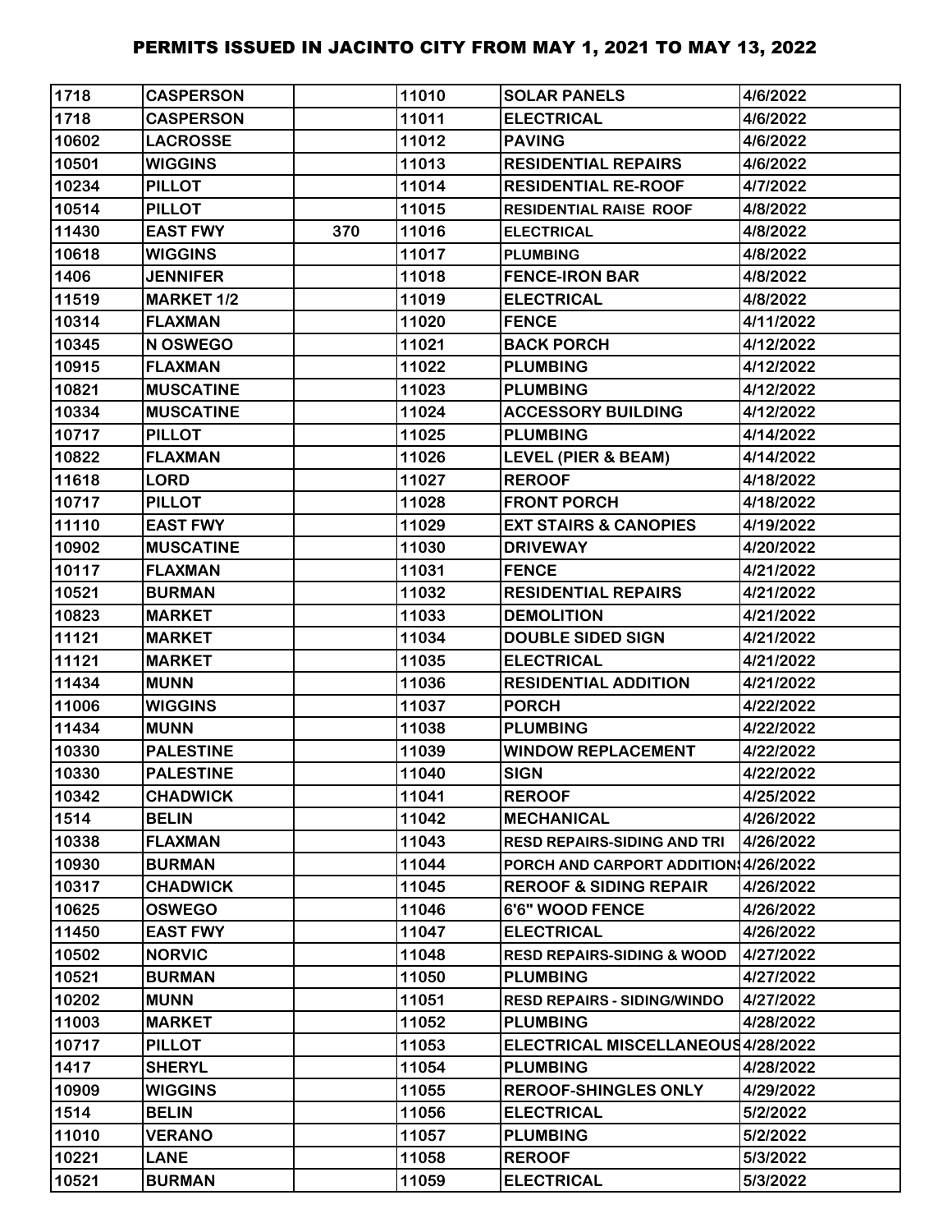# PERMITS ISSUED IN JACINTO CITY FROM MAY 1, 2021 TO MAY 13, 2022

| | | | | | |
|---|---|---|---|---|---|
| 1718 | CASPERSON | | 11010 | SOLAR PANELS | 4/6/2022 |
| 1718 | CASPERSON | | 11011 | ELECTRICAL | 4/6/2022 |
| 10602 | LACROSSE | | 11012 | PAVING | 4/6/2022 |
| 10501 | WIGGINS | | 11013 | RESIDENTIAL REPAIRS | 4/6/2022 |
| 10234 | PILLOT | | 11014 | RESIDENTIAL RE-ROOF | 4/7/2022 |
| 10514 | PILLOT | | 11015 | RESIDENTIAL RAISE ROOF | 4/8/2022 |
| 11430 | EAST FWY | 370 | 11016 | ELECTRICAL | 4/8/2022 |
| 10618 | WIGGINS | | 11017 | PLUMBING | 4/8/2022 |
| 1406 | JENNIFER | | 11018 | FENCE-IRON BAR | 4/8/2022 |
| 11519 | MARKET 1/2 | | 11019 | ELECTRICAL | 4/8/2022 |
| 10314 | FLAXMAN | | 11020 | FENCE | 4/11/2022 |
| 10345 | N OSWEGO | | 11021 | BACK PORCH | 4/12/2022 |
| 10915 | FLAXMAN | | 11022 | PLUMBING | 4/12/2022 |
| 10821 | MUSCATINE | | 11023 | PLUMBING | 4/12/2022 |
| 10334 | MUSCATINE | | 11024 | ACCESSORY BUILDING | 4/12/2022 |
| 10717 | PILLOT | | 11025 | PLUMBING | 4/14/2022 |
| 10822 | FLAXMAN | | 11026 | LEVEL (PIER & BEAM) | 4/14/2022 |
| 11618 | LORD | | 11027 | REROOF | 4/18/2022 |
| 10717 | PILLOT | | 11028 | FRONT PORCH | 4/18/2022 |
| 11110 | EAST FWY | | 11029 | EXT STAIRS & CANOPIES | 4/19/2022 |
| 10902 | MUSCATINE | | 11030 | DRIVEWAY | 4/20/2022 |
| 10117 | FLAXMAN | | 11031 | FENCE | 4/21/2022 |
| 10521 | BURMAN | | 11032 | RESIDENTIAL REPAIRS | 4/21/2022 |
| 10823 | MARKET | | 11033 | DEMOLITION | 4/21/2022 |
| 11121 | MARKET | | 11034 | DOUBLE SIDED SIGN | 4/21/2022 |
| 11121 | MARKET | | 11035 | ELECTRICAL | 4/21/2022 |
| 11434 | MUNN | | 11036 | RESIDENTIAL ADDITION | 4/21/2022 |
| 11006 | WIGGINS | | 11037 | PORCH | 4/22/2022 |
| 11434 | MUNN | | 11038 | PLUMBING | 4/22/2022 |
| 10330 | PALESTINE | | 11039 | WINDOW REPLACEMENT | 4/22/2022 |
| 10330 | PALESTINE | | 11040 | SIGN | 4/22/2022 |
| 10342 | CHADWICK | | 11041 | REROOF | 4/25/2022 |
| 1514 | BELIN | | 11042 | MECHANICAL | 4/26/2022 |
| 10338 | FLAXMAN | | 11043 | RESD REPAIRS-SIDING AND TRI | 4/26/2022 |
| 10930 | BURMAN | | 11044 | PORCH AND CARPORT ADDITION | 4/26/2022 |
| 10317 | CHADWICK | | 11045 | REROOF & SIDING REPAIR | 4/26/2022 |
| 10625 | OSWEGO | | 11046 | 6'6" WOOD FENCE | 4/26/2022 |
| 11450 | EAST FWY | | 11047 | ELECTRICAL | 4/26/2022 |
| 10502 | NORVIC | | 11048 | RESD REPAIRS-SIDING & WOOD | 4/27/2022 |
| 10521 | BURMAN | | 11050 | PLUMBING | 4/27/2022 |
| 10202 | MUNN | | 11051 | RESD REPAIRS - SIDING/WINDO | 4/27/2022 |
| 11003 | MARKET | | 11052 | PLUMBING | 4/28/2022 |
| 10717 | PILLOT | | 11053 | ELECTRICAL MISCELLANEOUS | 4/28/2022 |
| 1417 | SHERYL | | 11054 | PLUMBING | 4/28/2022 |
| 10909 | WIGGINS | | 11055 | REROOF-SHINGLES ONLY | 4/29/2022 |
| 1514 | BELIN | | 11056 | ELECTRICAL | 5/2/2022 |
| 11010 | VERANO | | 11057 | PLUMBING | 5/2/2022 |
| 10221 | LANE | | 11058 | REROOF | 5/3/2022 |
| 10521 | BURMAN | | 11059 | ELECTRICAL | 5/3/2022 |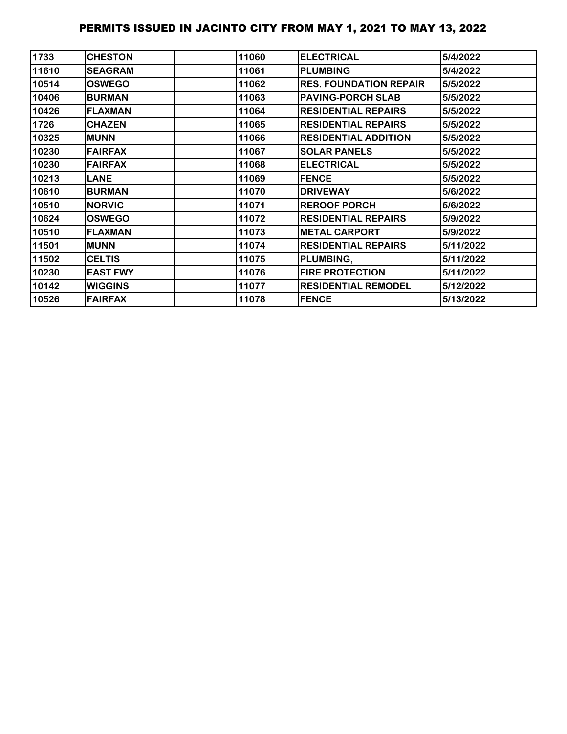| | | | | | |
|---|---|---|---|---|---|
| 1733 | CHESTON | | 11060 | ELECTRICAL | 5/4/2022 |
| 11610 | SEAGRAM | | 11061 | PLUMBING | 5/4/2022 |
| 10514 | OSWEGO | | 11062 | RES. FOUNDATION REPAIR | 5/5/2022 |
| 10406 | BURMAN | | 11063 | PAVING-PORCH SLAB | 5/5/2022 |
| 10426 | FLAXMAN | | 11064 | RESIDENTIAL REPAIRS | 5/5/2022 |
| 1726 | CHAZEN | | 11065 | RESIDENTIAL REPAIRS | 5/5/2022 |
| 10325 | MUNN | | 11066 | RESIDENTIAL ADDITION | 5/5/2022 |
| 10230 | FAIRFAX | | 11067 | SOLAR PANELS | 5/5/2022 |
| 10230 | FAIRFAX | | 11068 | ELECTRICAL | 5/5/2022 |
| 10213 | LANE | | 11069 | FENCE | 5/5/2022 |
| 10610 | BURMAN | | 11070 | DRIVEWAY | 5/6/2022 |
| 10510 | NORVIC | | 11071 | REROOF PORCH | 5/6/2022 |
| 10624 | OSWEGO | | 11072 | RESIDENTIAL REPAIRS | 5/9/2022 |
| 10510 | FLAXMAN | | 11073 | METAL CARPORT | 5/9/2022 |
| 11501 | MUNN | | 11074 | RESIDENTIAL REPAIRS | 5/11/2022 |
| 11502 | CELTIS | | 11075 | PLUMBING, | 5/11/2022 |
| 10230 | EAST FWY | | 11076 | FIRE PROTECTION | 5/11/2022 |
| 10142 | WIGGINS | | 11077 | RESIDENTIAL REMODEL | 5/12/2022 |
| 10526 | FAIRFAX | | 11078 | FENCE | 5/13/2022 |